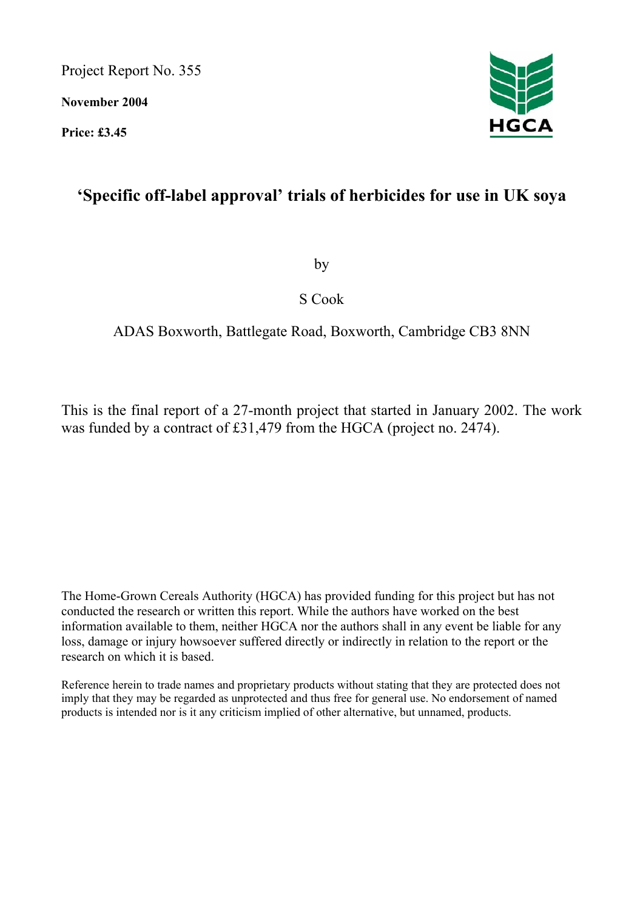Project Report No. 355

**November 2004**

**Price: £3.45**

HGCA

# ‘Specific off-label approval’ trials of herbicides for use in UK soya

by

S Cook

ADAS Boxworth, Battlegate Road, Boxworth, Cambridge CB3 8NN

This is the final report of a 27-month project that started in January 2002. The work was funded by a contract of £31,479 from the HGCA (project no. 2474).

The Home-Grown Cereals Authority (HGCA) has provided funding for this project but has not conducted the research or written this report. While the authors have worked on the best information available to them, neither HGCA nor the authors shall in any event be liable for any loss, damage or injury howsoever suffered directly or indirectly in relation to the report or the research on which it is based.

Reference herein to trade names and proprietary products without stating that they are protected does not imply that they may be regarded as unprotected and thus free for general use. No endorsement of named products is intended nor is it any criticism implied of other alternative, but unnamed, products.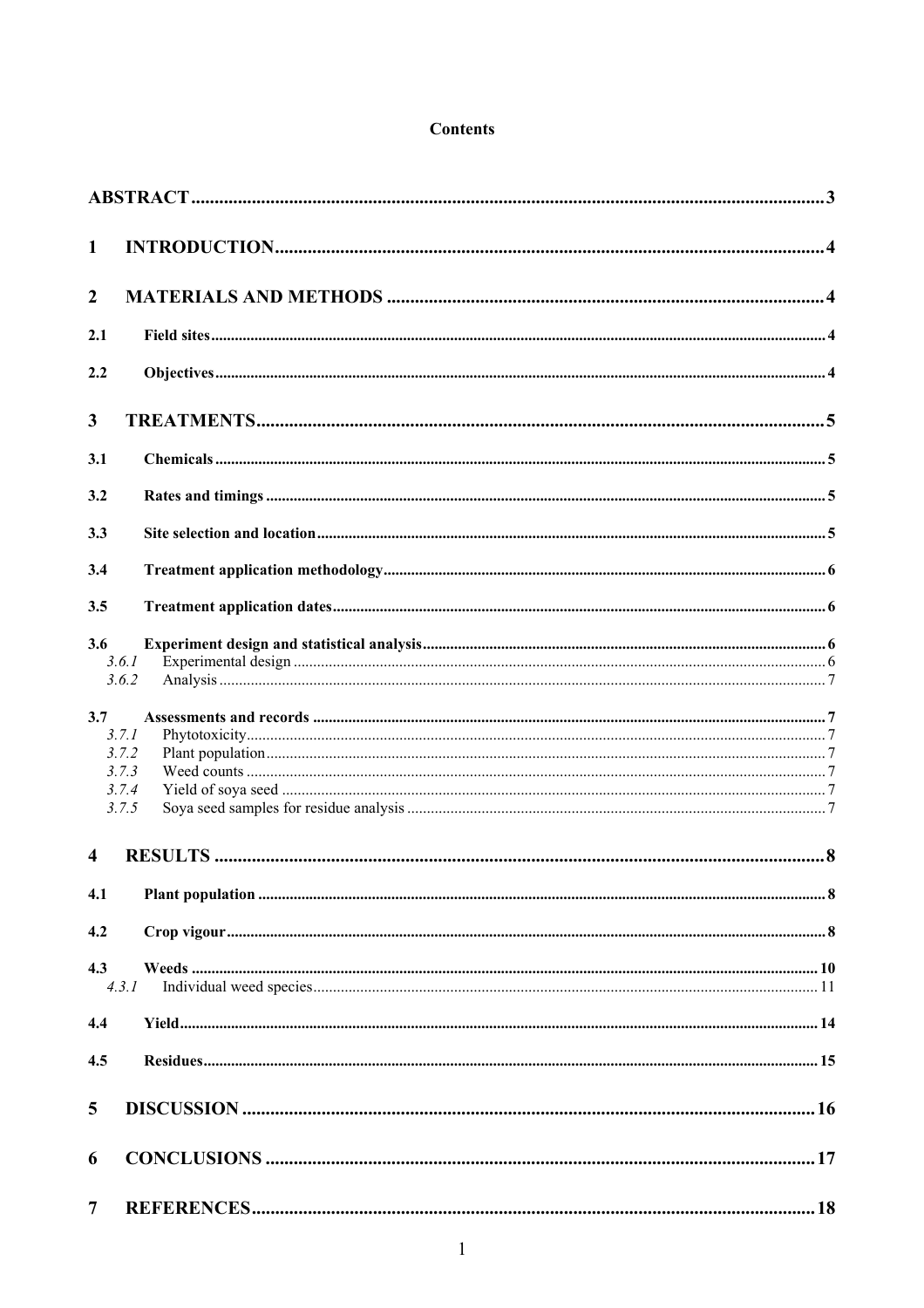# Contents

ABSTRACT ........................................................................................................................................ 3

1 INTRODUCTION ........................................................................................................................ 4

2 MATERIALS AND METHODS ............................................................................................... 4

2.1 Field sites ........................................................................................................................................ 4

2.2 Objectives ....................................................................................................................................... 4

3 TREATMENTS ............................................................................................................................ 5

3.1 Chemicals ........................................................................................................................................ 5

3.2 Rates and timings ............................................................................................................................ 5

3.3 Site selection and location .............................................................................................................. 5

3.4 Treatment application methodology ............................................................................................... 6

3.5 Treatment application dates ........................................................................................................... 6

3.6 Experiment design and statistical analysis ..................................................................................... 6

*3.6.1* Experimental design ................................................................................................................... 6

*3.6.2* Analysis ..................................................................................................................................... 7

3.7 Assessments and records ................................................................................................................ 7

*3.7.1* Phytotoxicity .............................................................................................................................. 7

*3.7.2* Plant population ......................................................................................................................... 7

*3.7.3* Weed counts ............................................................................................................................... 7

*3.7.4* Yield of soya seed ...................................................................................................................... 7

*3.7.5* Soya seed samples for residue analysis ...................................................................................... 7

4 RESULTS ..................................................................................................................................... 8

4.1 Plant population .............................................................................................................................. 8

4.2 Crop vigour ..................................................................................................................................... 8

4.3 Weeds ............................................................................................................................................ 10

*4.3.1* Individual weed species ............................................................................................................ 11

4.4 Yield .............................................................................................................................................. 14

4.5 Residues ......................................................................................................................................... 15

5 DISCUSSION ............................................................................................................................ 16

6 CONCLUSIONS ........................................................................................................................ 17

7 REFERENCES ........................................................................................................................... 18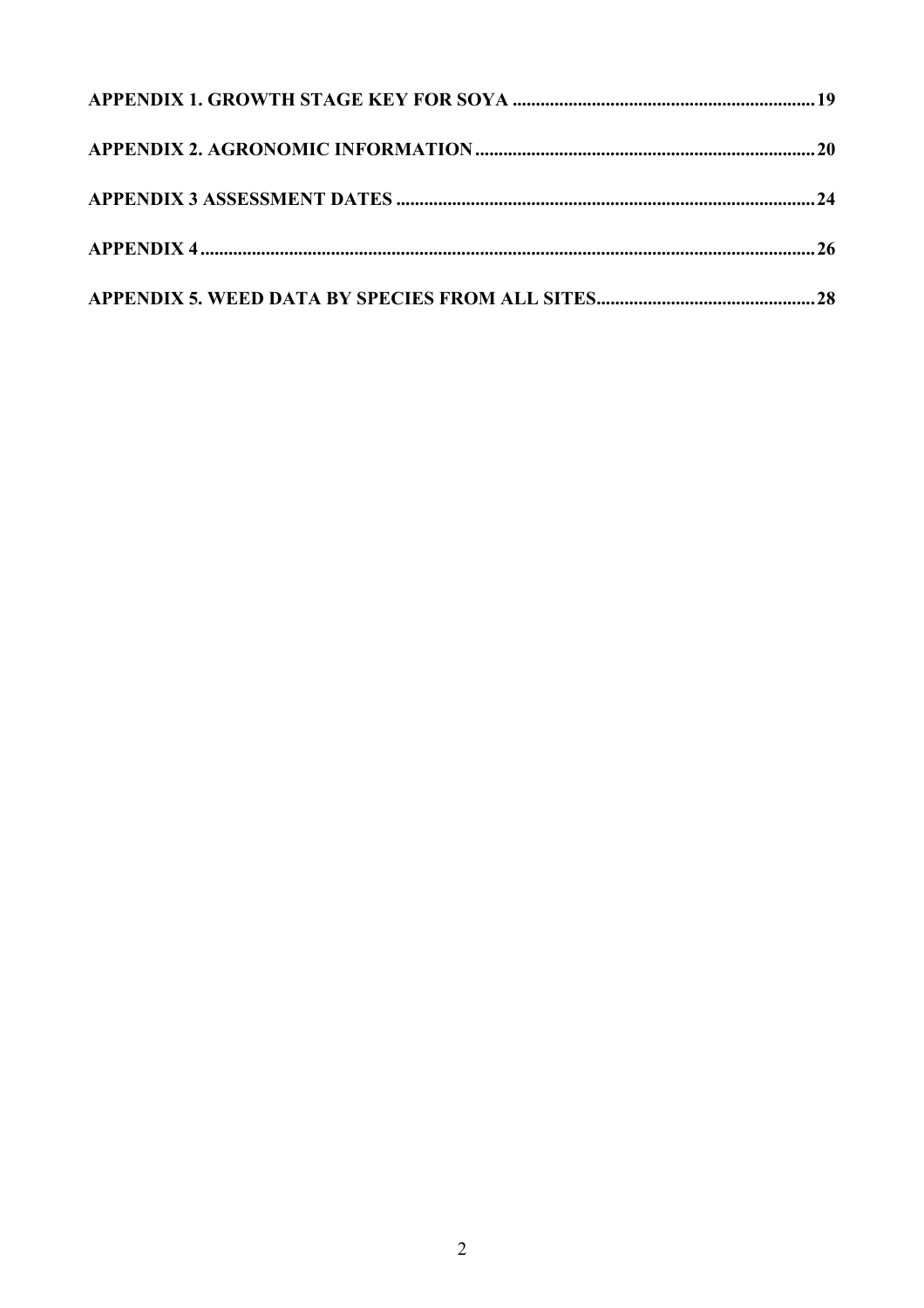**APPENDIX 1. GROWTH STAGE KEY FOR SOYA** .......... 19

**APPENDIX 2. AGRONOMIC INFORMATION** .......... 20

**APPENDIX 3 ASSESSMENT DATES** .......... 24

**APPENDIX 4** .......... 26

**APPENDIX 5. WEED DATA BY SPECIES FROM ALL SITES** .......... 28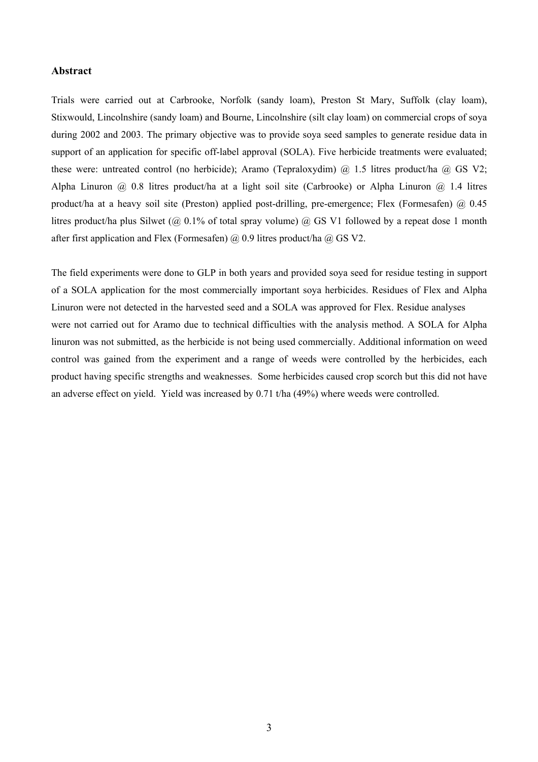## Abstract

Trials were carried out at Carbrooke, Norfolk (sandy loam), Preston St Mary, Suffolk (clay loam), Stixwould, Lincolnshire (sandy loam) and Bourne, Lincolnshire (silt clay loam) on commercial crops of soya during 2002 and 2003. The primary objective was to provide soya seed samples to generate residue data in support of an application for specific off-label approval (SOLA). Five herbicide treatments were evaluated; these were: untreated control (no herbicide); Aramo (Tepraloxydim) @ 1.5 litres product/ha @ GS V2; Alpha Linuron @ 0.8 litres product/ha at a light soil site (Carbrooke) or Alpha Linuron @ 1.4 litres product/ha at a heavy soil site (Preston) applied post-drilling, pre-emergence; Flex (Formesafen) @ 0.45 litres product/ha plus Silwet (@ 0.1% of total spray volume) @ GS V1 followed by a repeat dose 1 month after first application and Flex (Formesafen) @ 0.9 litres product/ha @ GS V2.

The field experiments were done to GLP in both years and provided soya seed for residue testing in support of a SOLA application for the most commercially important soya herbicides. Residues of Flex and Alpha Linuron were not detected in the harvested seed and a SOLA was approved for Flex. Residue analyses were not carried out for Aramo due to technical difficulties with the analysis method. A SOLA for Alpha linuron was not submitted, as the herbicide is not being used commercially. Additional information on weed control was gained from the experiment and a range of weeds were controlled by the herbicides, each product having specific strengths and weaknesses. Some herbicides caused crop scorch but this did not have an adverse effect on yield. Yield was increased by 0.71 t/ha (49%) where weeds were controlled.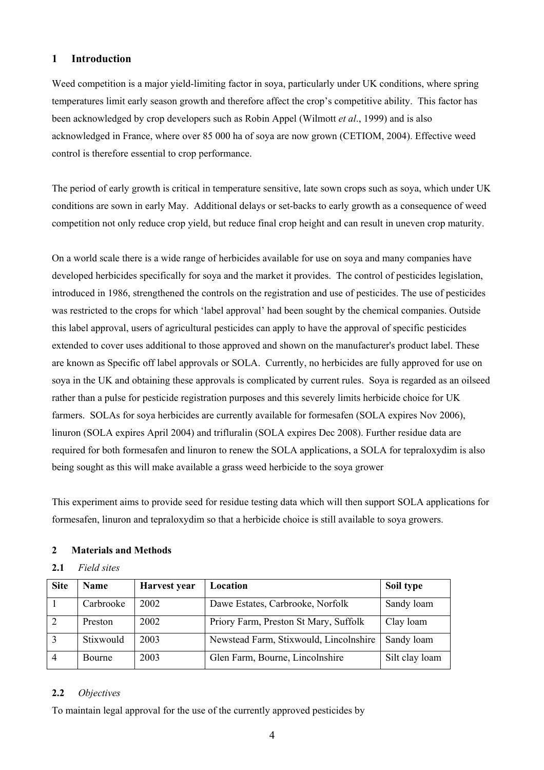## 1 Introduction

Weed competition is a major yield-limiting factor in soya, particularly under UK conditions, where spring temperatures limit early season growth and therefore affect the crop's competitive ability. This factor has been acknowledged by crop developers such as Robin Appel (Wilmott *et al*., 1999) and is also acknowledged in France, where over 85 000 ha of soya are now grown (CETIOM, 2004). Effective weed control is therefore essential to crop performance.

The period of early growth is critical in temperature sensitive, late sown crops such as soya, which under UK conditions are sown in early May. Additional delays or set-backs to early growth as a consequence of weed competition not only reduce crop yield, but reduce final crop height and can result in uneven crop maturity.

On a world scale there is a wide range of herbicides available for use on soya and many companies have developed herbicides specifically for soya and the market it provides. The control of pesticides legislation, introduced in 1986, strengthened the controls on the registration and use of pesticides. The use of pesticides was restricted to the crops for which 'label approval' had been sought by the chemical companies. Outside this label approval, users of agricultural pesticides can apply to have the approval of specific pesticides extended to cover uses additional to those approved and shown on the manufacturer's product label. These are known as Specific off label approvals or SOLA. Currently, no herbicides are fully approved for use on soya in the UK and obtaining these approvals is complicated by current rules. Soya is regarded as an oilseed rather than a pulse for pesticide registration purposes and this severely limits herbicide choice for UK farmers. SOLAs for soya herbicides are currently available for formesafen (SOLA expires Nov 2006), linuron (SOLA expires April 2004) and trifluralin (SOLA expires Dec 2008). Further residue data are required for both formesafen and linuron to renew the SOLA applications, a SOLA for tepraloxydim is also being sought as this will make available a grass weed herbicide to the soya grower

This experiment aims to provide seed for residue testing data which will then support SOLA applications for formesafen, linuron and tepraloxydim so that a herbicide choice is still available to soya growers.

## 2 Materials and Methods

### 2.1 *Field sites*

| Site | Name | Harvest year | Location | Soil type |
|---|---|---|---|---|
| 1 | Carbrooke | 2002 | Dawe Estates, Carbrooke, Norfolk | Sandy loam |
| 2 | Preston | 2002 | Priory Farm, Preston St Mary, Suffolk | Clay loam |
| 3 | Stixwould | 2003 | Newstead Farm, Stixwould, Lincolnshire | Sandy loam |
| 4 | Bourne | 2003 | Glen Farm, Bourne, Lincolnshire | Silt clay loam |

### 2.2 *Objectives*

To maintain legal approval for the use of the currently approved pesticides by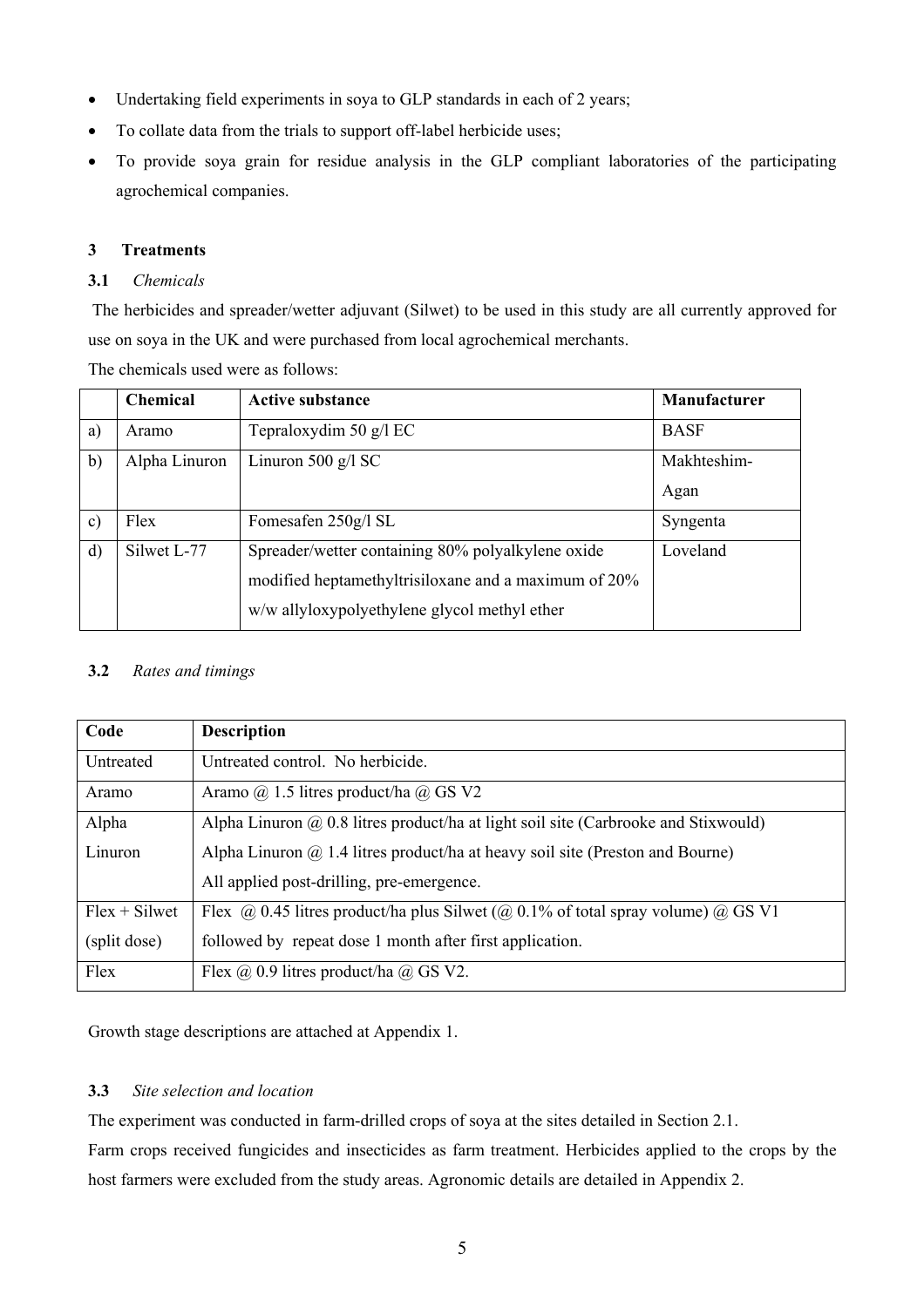- Undertaking field experiments in soya to GLP standards in each of 2 years;
- To collate data from the trials to support off-label herbicide uses;
- To provide soya grain for residue analysis in the GLP compliant laboratories of the participating agrochemical companies.

## 3 Treatments

### 3.1 *Chemicals*

The herbicides and spreader/wetter adjuvant (Silwet) to be used in this study are all currently approved for use on soya in the UK and were purchased from local agrochemical merchants.

The chemicals used were as follows:

| | Chemical | Active substance | Manufacturer |
|---|---|---|---|
| a) | Aramo | Tepraloxydim 50 g/l EC | BASF |
| b) | Alpha Linuron | Linuron 500 g/l SC | Makhteshim-Agan |
| c) | Flex | Fomesafen 250g/l SL | Syngenta |
| d) | Silwet L-77 | Spreader/wetter containing 80% polyalkylene oxide modified heptamethyltrisiloxane and a maximum of 20% w/w allyloxypolyethylene glycol methyl ether | Loveland |

### 3.2 *Rates and timings*

| Code | Description |
|---|---|
| Untreated | Untreated control. No herbicide. |
| Aramo | Aramo @ 1.5 litres product/ha @ GS V2 |
| Alpha Linuron | Alpha Linuron @ 0.8 litres product/ha at light soil site (Carbrooke and Stixwould)<br>Alpha Linuron @ 1.4 litres product/ha at heavy soil site (Preston and Bourne)<br>All applied post-drilling, pre-emergence. |
| Flex + Silwet (split dose) | Flex @ 0.45 litres product/ha plus Silwet (@ 0.1% of total spray volume) @ GS V1 followed by repeat dose 1 month after first application. |
| Flex | Flex @ 0.9 litres product/ha @ GS V2. |

Growth stage descriptions are attached at Appendix 1.

### 3.3 *Site selection and location*

The experiment was conducted in farm-drilled crops of soya at the sites detailed in Section 2.1.

Farm crops received fungicides and insecticides as farm treatment. Herbicides applied to the crops by the host farmers were excluded from the study areas. Agronomic details are detailed in Appendix 2.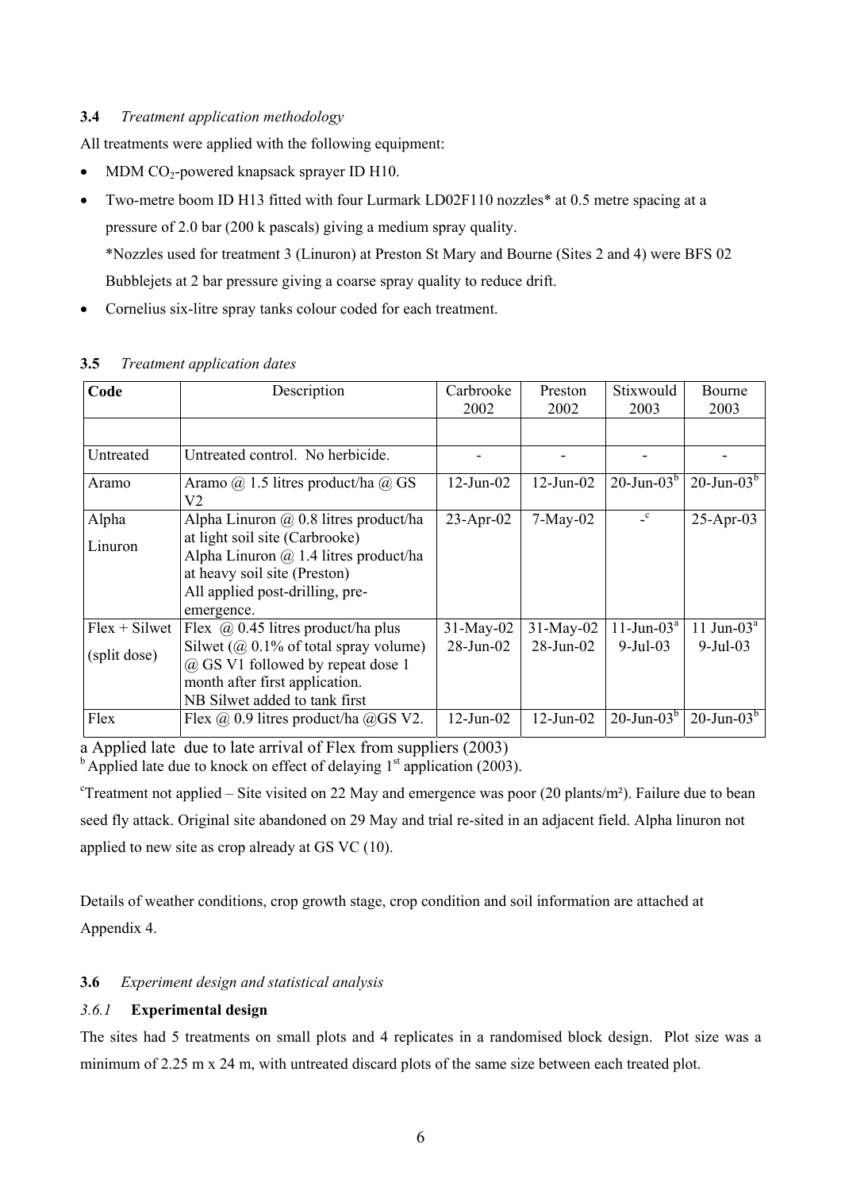**3.4** *Treatment application methodology*

All treatments were applied with the following equipment:

- MDM $CO_2$-powered knapsack sprayer ID H10.
- Two-metre boom ID H13 fitted with four Lurmark LD02F110 nozzles* at 0.5 metre spacing at a pressure of 2.0 bar (200 k pascals) giving a medium spray quality.
  *Nozzles used for treatment 3 (Linuron) at Preston St Mary and Bourne (Sites 2 and 4) were BFS 02 Bubblejets at 2 bar pressure giving a coarse spray quality to reduce drift.
- Cornelius six-litre spray tanks colour coded for each treatment.

**3.5** *Treatment application dates*

| Code | Description | Carbrooke 2002 | Preston 2002 | Stixwould 2003 | Bourne 2003 |
|---|---|---|---|---|---|
| | | | | | |
| Untreated | Untreated control. No herbicide. | - | - | - | - |
| Aramo | Aramo @ 1.5 litres product/ha @ GS V2 | 12-Jun-02 | 12-Jun-02 | 20-Jun-03[b] | 20-Jun-03[b] |
| Alpha Linuron | Alpha Linuron @ 0.8 litres product/ha at light soil site (Carbrooke)<br>Alpha Linuron @ 1.4 litres product/ha at heavy soil site (Preston)<br>All applied post-drilling, pre-emergence. | 23-Apr-02 | 7-May-02 | -[c] | 25-Apr-03 |
| Flex + Silwet (split dose) | Flex @ 0.45 litres product/ha plus Silwet (@ 0.1% of total spray volume) @ GS V1 followed by repeat dose 1 month after first application.<br>NB Silwet added to tank first | 31-May-02<br>28-Jun-02 | 31-May-02<br>28-Jun-02 | 11-Jun-03[a]<br>9-Jul-03 | 11 Jun-03[a]<br>9-Jul-03 |
| Flex | Flex @ 0.9 litres product/ha @GS V2. | 12-Jun-02 | 12-Jun-02 | 20-Jun-03[b] | 20-Jun-03[b] |

a Applied late due to late arrival of Flex from suppliers (2003)
[b] Applied late due to knock on effect of delaying 1[st] application (2003).

[c]Treatment not applied – Site visited on 22 May and emergence was poor (20 plants/m²). Failure due to bean seed fly attack. Original site abandoned on 29 May and trial re-sited in an adjacent field. Alpha linuron not applied to new site as crop already at GS VC (10).

Details of weather conditions, crop growth stage, crop condition and soil information are attached at Appendix 4.

**3.6** *Experiment design and statistical analysis*

*3.6.1* **Experimental design**

The sites had 5 treatments on small plots and 4 replicates in a randomised block design. Plot size was a minimum of 2.25 m x 24 m, with untreated discard plots of the same size between each treated plot.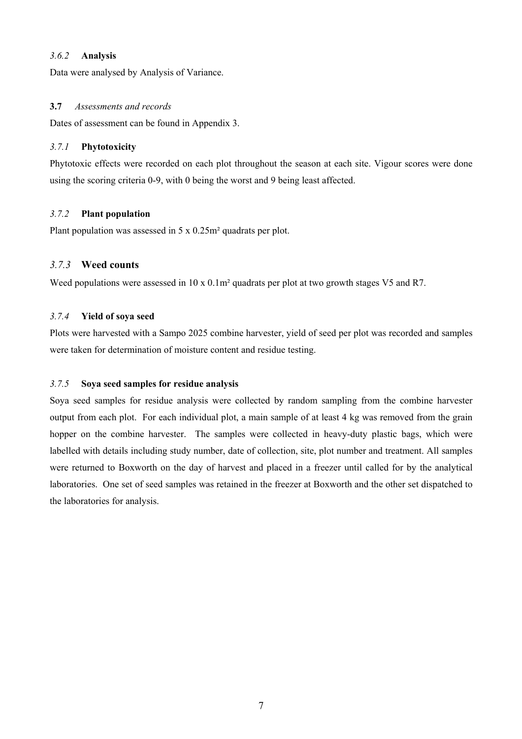#### *3.6.2* **Analysis**

Data were analysed by Analysis of Variance.

### **3.7** *Assessments and records*

Dates of assessment can be found in Appendix 3.

#### *3.7.1* **Phytotoxicity**

Phytotoxic effects were recorded on each plot throughout the season at each site. Vigour scores were done using the scoring criteria 0-9, with 0 being the worst and 9 being least affected.

#### *3.7.2* **Plant population**

Plant population was assessed in 5 x 0.25m² quadrats per plot.

#### *3.7.3* **Weed counts**

Weed populations were assessed in 10 x 0.1m² quadrats per plot at two growth stages V5 and R7.

#### *3.7.4* **Yield of soya seed**

Plots were harvested with a Sampo 2025 combine harvester, yield of seed per plot was recorded and samples were taken for determination of moisture content and residue testing.

#### *3.7.5* **Soya seed samples for residue analysis**

Soya seed samples for residue analysis were collected by random sampling from the combine harvester output from each plot. For each individual plot, a main sample of at least 4 kg was removed from the grain hopper on the combine harvester. The samples were collected in heavy-duty plastic bags, which were labelled with details including study number, date of collection, site, plot number and treatment. All samples were returned to Boxworth on the day of harvest and placed in a freezer until called for by the analytical laboratories. One set of seed samples was retained in the freezer at Boxworth and the other set dispatched to the laboratories for analysis.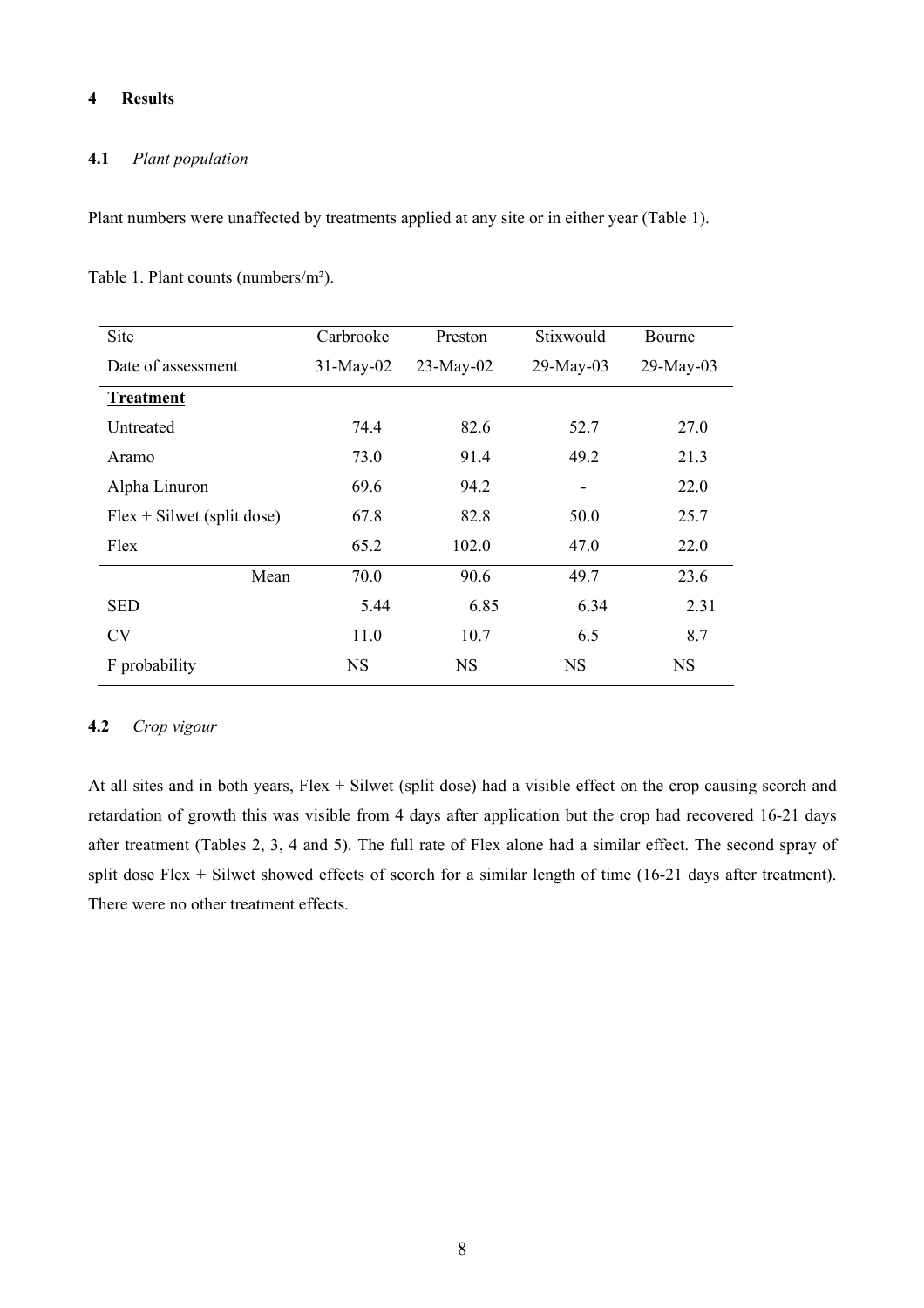# 4 Results

## 4.1 *Plant population*

Plant numbers were unaffected by treatments applied at any site or in either year (Table 1).

Table 1. Plant counts (numbers/m²).

| Site | Carbrooke | Preston | Stixwould | Bourne |
|---|---|---|---|---|
| Date of assessment | 31-May-02 | 23-May-02 | 29-May-03 | 29-May-03 |
| **Treatment** | | | | |
| Untreated | 74.4 | 82.6 | 52.7 | 27.0 |
| Aramo | 73.0 | 91.4 | 49.2 | 21.3 |
| Alpha Linuron | 69.6 | 94.2 | - | 22.0 |
| Flex + Silwet (split dose) | 67.8 | 82.8 | 50.0 | 25.7 |
| Flex | 65.2 | 102.0 | 47.0 | 22.0 |
| Mean | 70.0 | 90.6 | 49.7 | 23.6 |
| SED | 5.44 | 6.85 | 6.34 | 2.31 |
| CV | 11.0 | 10.7 | 6.5 | 8.7 |
| F probability | NS | NS | NS | NS |

## 4.2 *Crop vigour*

At all sites and in both years, Flex + Silwet (split dose) had a visible effect on the crop causing scorch and retardation of growth this was visible from 4 days after application but the crop had recovered 16-21 days after treatment (Tables 2, 3, 4 and 5). The full rate of Flex alone had a similar effect. The second spray of split dose Flex + Silwet showed effects of scorch for a similar length of time (16-21 days after treatment). There were no other treatment effects.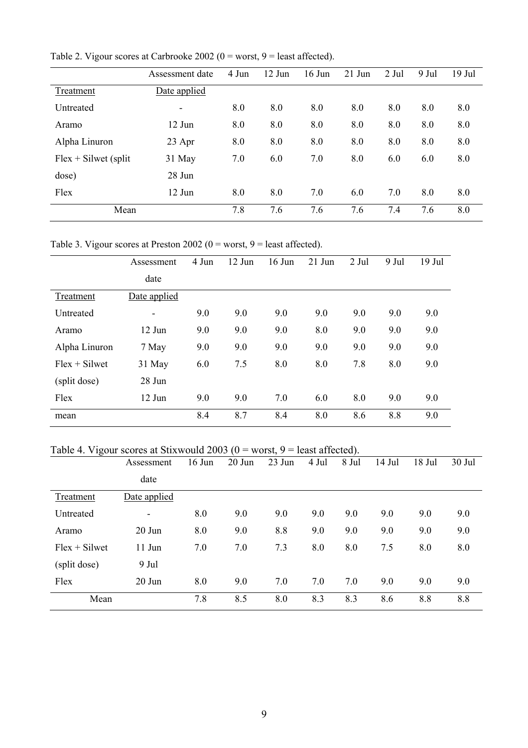Table 2. Vigour scores at Carbrooke 2002 (0 = worst, 9 = least affected).

| | Assessment date | 4 Jun | 12 Jun | 16 Jun | 21 Jun | 2 Jul | 9 Jul | 19 Jul |
|---|---|---|---|---|---|---|---|---|
| Treatment | Date applied | | | | | | | |
| Untreated | - | 8.0 | 8.0 | 8.0 | 8.0 | 8.0 | 8.0 | 8.0 |
| Aramo | 12 Jun | 8.0 | 8.0 | 8.0 | 8.0 | 8.0 | 8.0 | 8.0 |
| Alpha Linuron | 23 Apr | 8.0 | 8.0 | 8.0 | 8.0 | 8.0 | 8.0 | 8.0 |
| Flex + Silwet (split dose) | 31 May<br>28 Jun | 7.0 | 6.0 | 7.0 | 8.0 | 6.0 | 6.0 | 8.0 |
| Flex | 12 Jun | 8.0 | 8.0 | 7.0 | 6.0 | 7.0 | 8.0 | 8.0 |
| Mean | | 7.8 | 7.6 | 7.6 | 7.6 | 7.4 | 7.6 | 8.0 |

Table 3. Vigour scores at Preston 2002 (0 = worst, 9 = least affected).

| | Assessment date | 4 Jun | 12 Jun | 16 Jun | 21 Jun | 2 Jul | 9 Jul | 19 Jul |
|---|---|---|---|---|---|---|---|---|
| Treatment | Date applied | | | | | | | |
| Untreated | - | 9.0 | 9.0 | 9.0 | 9.0 | 9.0 | 9.0 | 9.0 |
| Aramo | 12 Jun | 9.0 | 9.0 | 9.0 | 8.0 | 9.0 | 9.0 | 9.0 |
| Alpha Linuron | 7 May | 9.0 | 9.0 | 9.0 | 9.0 | 9.0 | 9.0 | 9.0 |
| Flex + Silwet (split dose) | 31 May<br>28 Jun | 6.0 | 7.5 | 8.0 | 8.0 | 7.8 | 8.0 | 9.0 |
| Flex | 12 Jun | 9.0 | 9.0 | 7.0 | 6.0 | 8.0 | 9.0 | 9.0 |
| mean | | 8.4 | 8.7 | 8.4 | 8.0 | 8.6 | 8.8 | 9.0 |

Table 4. Vigour scores at Stixwould 2003 (0 = worst, 9 = least affected).

| | Assessment date | 16 Jun | 20 Jun | 23 Jun | 4 Jul | 8 Jul | 14 Jul | 18 Jul | 30 Jul |
|---|---|---|---|---|---|---|---|---|---|
| Treatment | Date applied | | | | | | | | |
| Untreated | - | 8.0 | 9.0 | 9.0 | 9.0 | 9.0 | 9.0 | 9.0 | 9.0 |
| Aramo | 20 Jun | 8.0 | 9.0 | 8.8 | 9.0 | 9.0 | 9.0 | 9.0 | 9.0 |
| Flex + Silwet (split dose) | 11 Jun<br>9 Jul | 7.0 | 7.0 | 7.3 | 8.0 | 8.0 | 7.5 | 8.0 | 8.0 |
| Flex | 20 Jun | 8.0 | 9.0 | 7.0 | 7.0 | 7.0 | 9.0 | 9.0 | 9.0 |
| Mean | | 7.8 | 8.5 | 8.0 | 8.3 | 8.3 | 8.6 | 8.8 | 8.8 |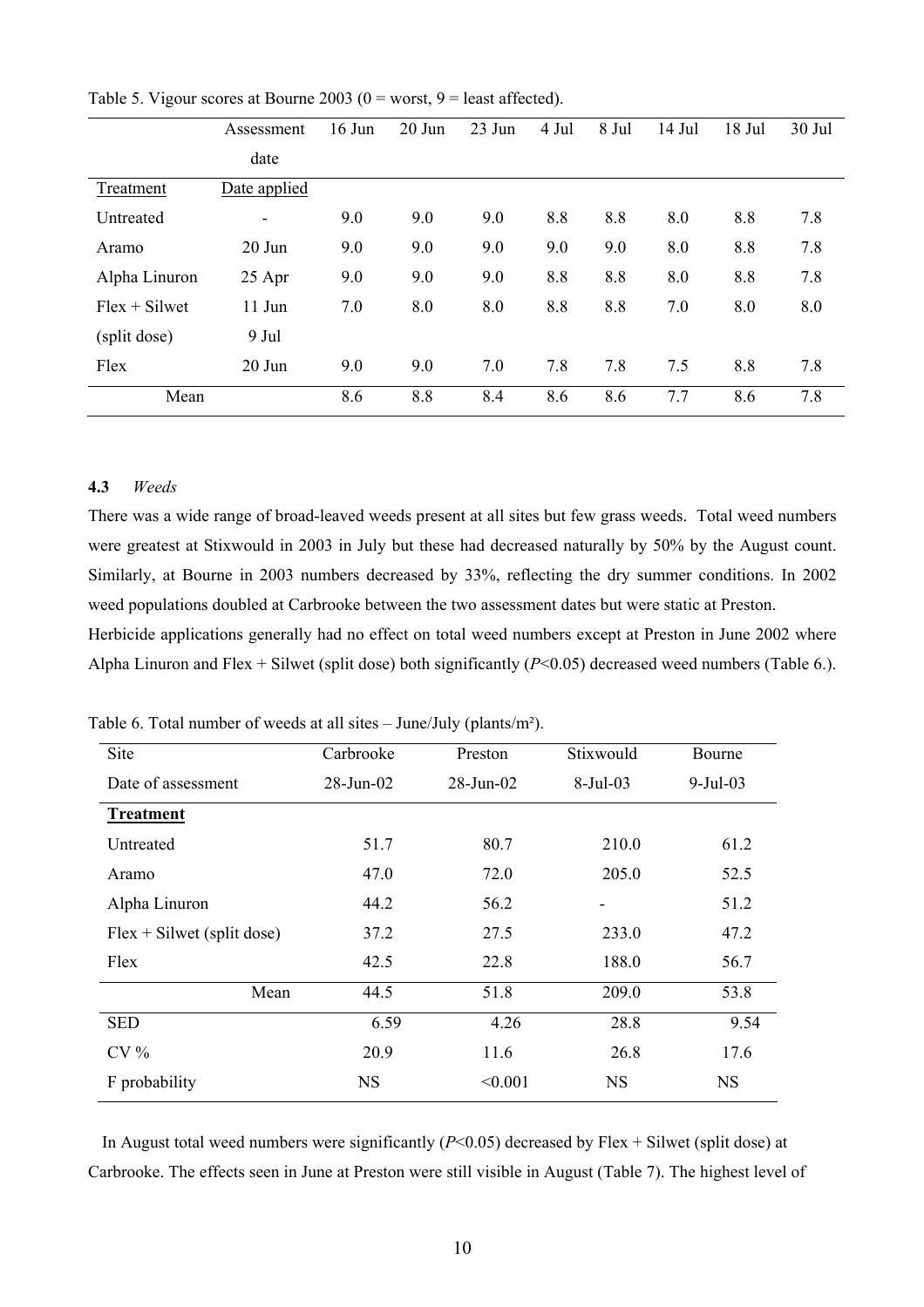Table 5. Vigour scores at Bourne 2003 (0 = worst, 9 = least affected).

| | Assessment date | 16 Jun | 20 Jun | 23 Jun | 4 Jul | 8 Jul | 14 Jul | 18 Jul | 30 Jul |
|---|---|---|---|---|---|---|---|---|---|
| Treatment | Date applied | | | | | | | | |
| Untreated | - | 9.0 | 9.0 | 9.0 | 8.8 | 8.8 | 8.0 | 8.8 | 7.8 |
| Aramo | 20 Jun | 9.0 | 9.0 | 9.0 | 9.0 | 9.0 | 8.0 | 8.8 | 7.8 |
| Alpha Linuron | 25 Apr | 9.0 | 9.0 | 9.0 | 8.8 | 8.8 | 8.0 | 8.8 | 7.8 |
| Flex + Silwet | 11 Jun | 7.0 | 8.0 | 8.0 | 8.8 | 8.8 | 7.0 | 8.0 | 8.0 |
| (split dose) | 9 Jul | | | | | | | | |
| Flex | 20 Jun | 9.0 | 9.0 | 7.0 | 7.8 | 7.8 | 7.5 | 8.8 | 7.8 |
| Mean | | 8.6 | 8.8 | 8.4 | 8.6 | 8.6 | 7.7 | 8.6 | 7.8 |

### 4.3 *Weeds*

There was a wide range of broad-leaved weeds present at all sites but few grass weeds. Total weed numbers were greatest at Stixwould in 2003 in July but these had decreased naturally by 50% by the August count. Similarly, at Bourne in 2003 numbers decreased by 33%, reflecting the dry summer conditions. In 2002 weed populations doubled at Carbrooke between the two assessment dates but were static at Preston.
Herbicide applications generally had no effect on total weed numbers except at Preston in June 2002 where Alpha Linuron and Flex + Silwet (split dose) both significantly ($P<0.05$) decreased weed numbers (Table 6.).

Table 6. Total number of weeds at all sites – June/July (plants/m²).

| Site | Carbrooke | Preston | Stixwould | Bourne |
|---|---|---|---|---|
| Date of assessment | 28-Jun-02 | 28-Jun-02 | 8-Jul-03 | 9-Jul-03 |
| **Treatment** | | | | |
| Untreated | 51.7 | 80.7 | 210.0 | 61.2 |
| Aramo | 47.0 | 72.0 | 205.0 | 52.5 |
| Alpha Linuron | 44.2 | 56.2 | - | 51.2 |
| Flex + Silwet (split dose) | 37.2 | 27.5 | 233.0 | 47.2 |
| Flex | 42.5 | 22.8 | 188.0 | 56.7 |
| Mean | 44.5 | 51.8 | 209.0 | 53.8 |
| SED | 6.59 | 4.26 | 28.8 | 9.54 |
| CV % | 20.9 | 11.6 | 26.8 | 17.6 |
| F probability | NS | <0.001 | NS | NS |

In August total weed numbers were significantly ($P<0.05$) decreased by Flex + Silwet (split dose) at Carbrooke. The effects seen in June at Preston were still visible in August (Table 7). The highest level of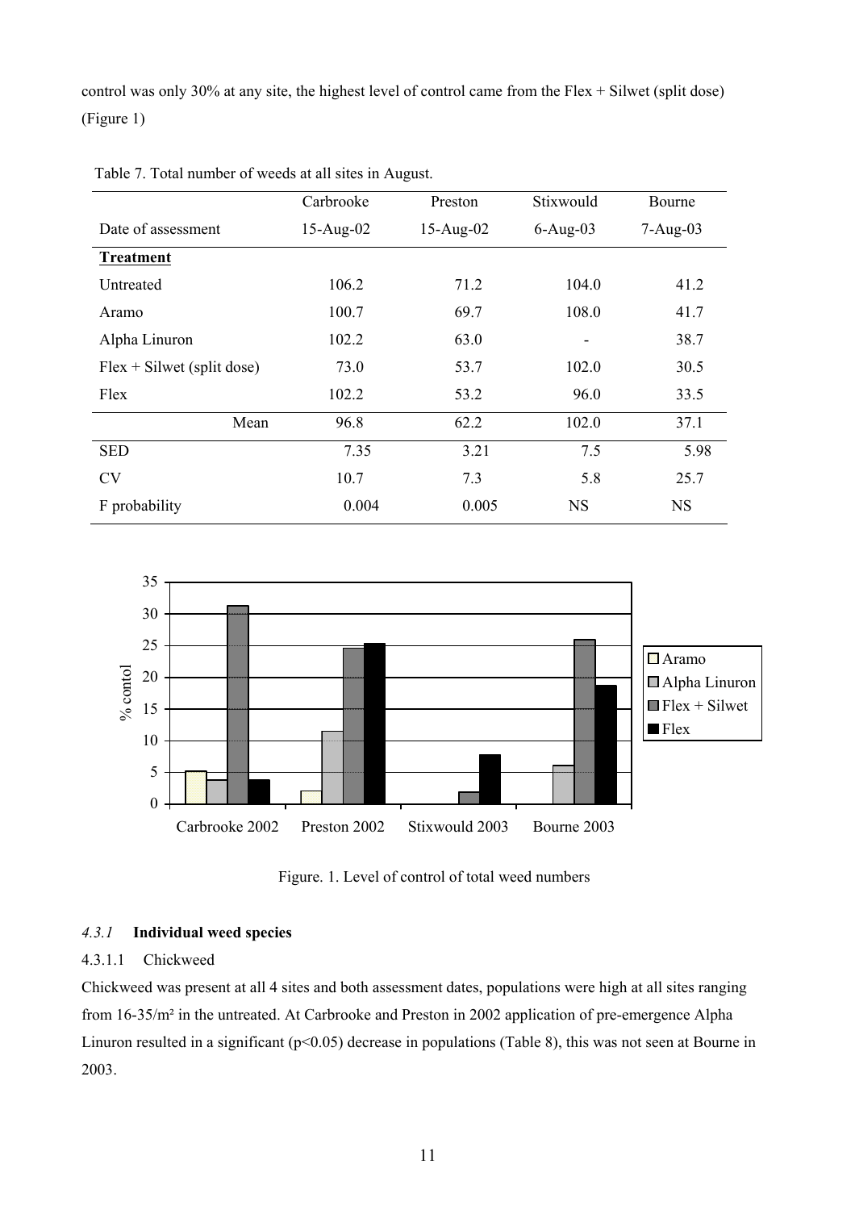control was only 30% at any site, the highest level of control came from the Flex + Silwet (split dose) (Figure 1)

Table 7. Total number of weeds at all sites in August.

| | Carbrooke | Preston | Stixwould | Bourne |
|---|---|---|---|---|
| Date of assessment | 15-Aug-02 | 15-Aug-02 | 6-Aug-03 | 7-Aug-03 |
| **Treatment** | | | | |
| Untreated | 106.2 | 71.2 | 104.0 | 41.2 |
| Aramo | 100.7 | 69.7 | 108.0 | 41.7 |
| Alpha Linuron | 102.2 | 63.0 | - | 38.7 |
| Flex + Silwet (split dose) | 73.0 | 53.7 | 102.0 | 30.5 |
| Flex | 102.2 | 53.2 | 96.0 | 33.5 |
| Mean | 96.8 | 62.2 | 102.0 | 37.1 |
| SED | 7.35 | 3.21 | 7.5 | 5.98 |
| CV | 10.7 | 7.3 | 5.8 | 25.7 |
| F probability | 0.004 | 0.005 | NS | NS |

Figure. 1. Level of control of total weed numbers

*4.3.1* **Individual weed species**

4.3.1.1 Chickweed

Chickweed was present at all 4 sites and both assessment dates, populations were high at all sites ranging from 16-35/m² in the untreated. At Carbrooke and Preston in 2002 application of pre-emergence Alpha Linuron resulted in a significant ($p<0.05$) decrease in populations (Table 8), this was not seen at Bourne in 2003.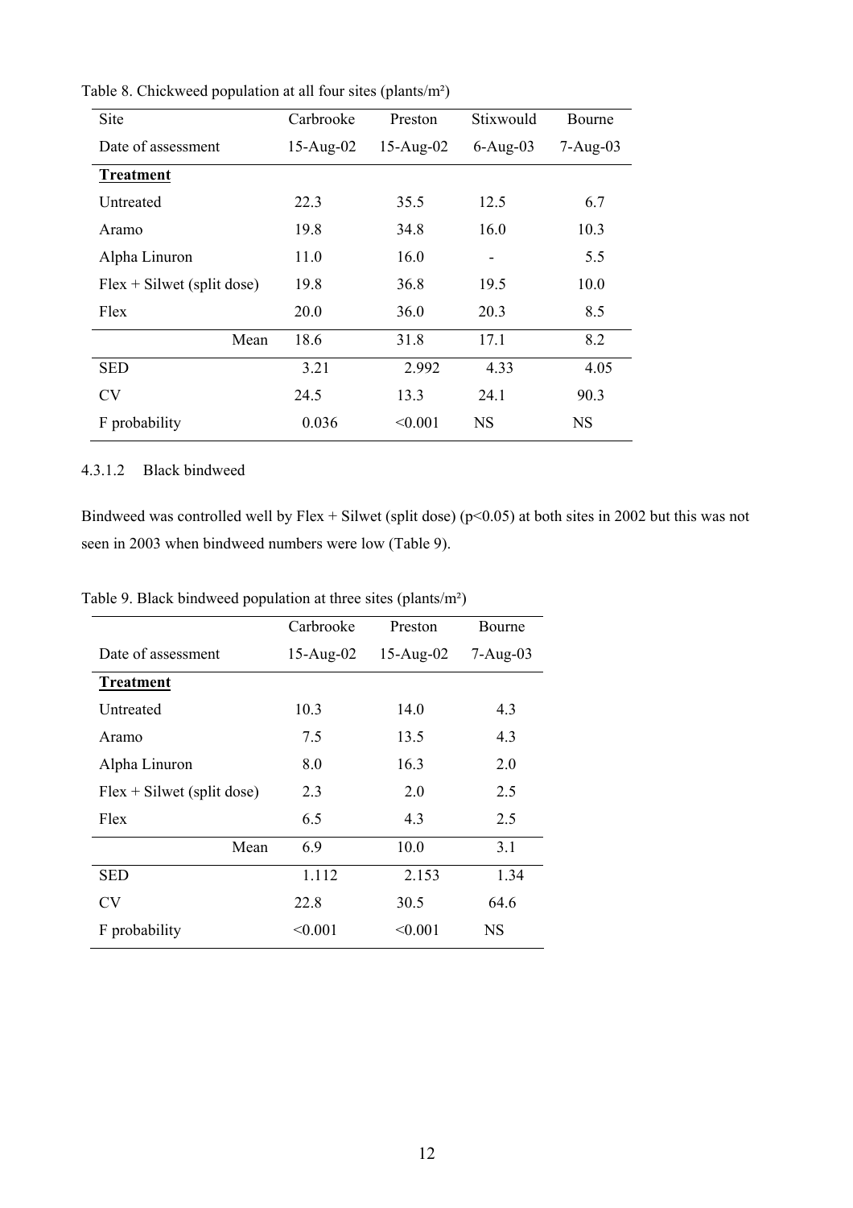Table 8. Chickweed population at all four sites (plants/m²)

| Site | Carbrooke | Preston | Stixwould | Bourne |
|---|---|---|---|---|
| Date of assessment | 15-Aug-02 | 15-Aug-02 | 6-Aug-03 | 7-Aug-03 |
| **Treatment** | | | | |
| Untreated | 22.3 | 35.5 | 12.5 | 6.7 |
| Aramo | 19.8 | 34.8 | 16.0 | 10.3 |
| Alpha Linuron | 11.0 | 16.0 | - | 5.5 |
| Flex + Silwet (split dose) | 19.8 | 36.8 | 19.5 | 10.0 |
| Flex | 20.0 | 36.0 | 20.3 | 8.5 |
| Mean | 18.6 | 31.8 | 17.1 | 8.2 |
| SED | 3.21 | 2.992 | 4.33 | 4.05 |
| CV | 24.5 | 13.3 | 24.1 | 90.3 |
| F probability | 0.036 | <0.001 | NS | NS |

4.3.1.2 Black bindweed

Bindweed was controlled well by Flex + Silwet (split dose) ($p<0.05$) at both sites in 2002 but this was not seen in 2003 when bindweed numbers were low (Table 9).

Table 9. Black bindweed population at three sites (plants/m²)

| | Carbrooke | Preston | Bourne |
|---|---|---|---|
| Date of assessment | 15-Aug-02 | 15-Aug-02 | 7-Aug-03 |
| **Treatment** | | | |
| Untreated | 10.3 | 14.0 | 4.3 |
| Aramo | 7.5 | 13.5 | 4.3 |
| Alpha Linuron | 8.0 | 16.3 | 2.0 |
| Flex + Silwet (split dose) | 2.3 | 2.0 | 2.5 |
| Flex | 6.5 | 4.3 | 2.5 |
| Mean | 6.9 | 10.0 | 3.1 |
| SED | 1.112 | 2.153 | 1.34 |
| CV | 22.8 | 30.5 | 64.6 |
| F probability | <0.001 | <0.001 | NS |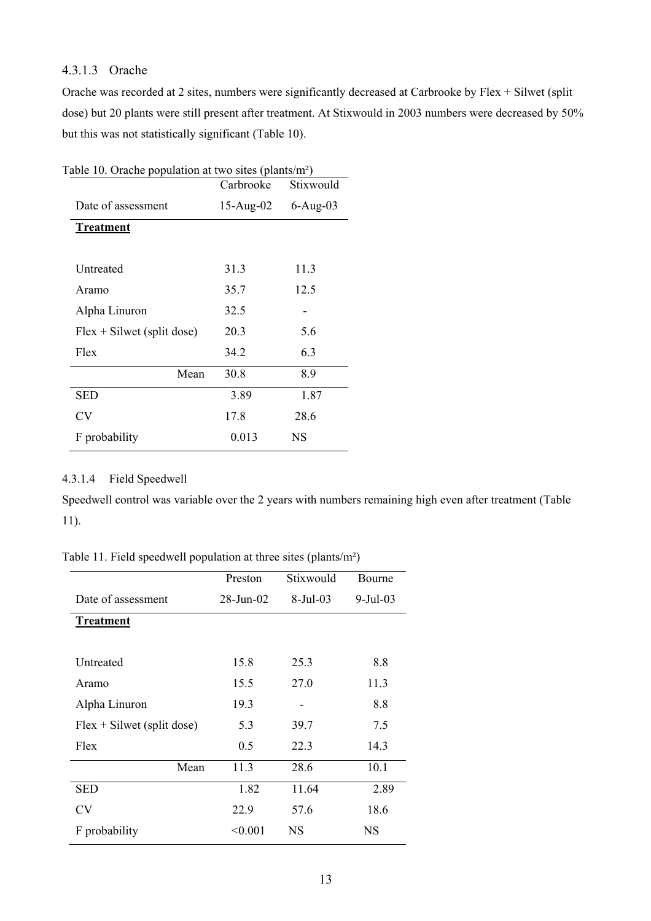#### 4.3.1.3 Orache

Orache was recorded at 2 sites, numbers were significantly decreased at Carbrooke by Flex + Silwet (split dose) but 20 plants were still present after treatment. At Stixwould in 2003 numbers were decreased by 50% but this was not statistically significant (Table 10).

Table 10. Orache population at two sites (plants/m²)

| | Carbrooke | Stixwould |
|---|---|---|
| Date of assessment | 15-Aug-02 | 6-Aug-03 |
| **Treatment** | | |
| Untreated | 31.3 | 11.3 |
| Aramo | 35.7 | 12.5 |
| Alpha Linuron | 32.5 | - |
| Flex + Silwet (split dose) | 20.3 | 5.6 |
| Flex | 34.2 | 6.3 |
| Mean | 30.8 | 8.9 |
| SED | 3.89 | 1.87 |
| CV | 17.8 | 28.6 |
| F probability | 0.013 | NS |

#### 4.3.1.4 Field Speedwell

Speedwell control was variable over the 2 years with numbers remaining high even after treatment (Table 11).

Table 11. Field speedwell population at three sites (plants/m²)

| | Preston | Stixwould | Bourne |
|---|---|---|---|
| Date of assessment | 28-Jun-02 | 8-Jul-03 | 9-Jul-03 |
| **Treatment** | | | |
| Untreated | 15.8 | 25.3 | 8.8 |
| Aramo | 15.5 | 27.0 | 11.3 |
| Alpha Linuron | 19.3 | - | 8.8 |
| Flex + Silwet (split dose) | 5.3 | 39.7 | 7.5 |
| Flex | 0.5 | 22.3 | 14.3 |
| Mean | 11.3 | 28.6 | 10.1 |
| SED | 1.82 | 11.64 | 2.89 |
| CV | 22.9 | 57.6 | 18.6 |
| F probability | <0.001 | NS | NS |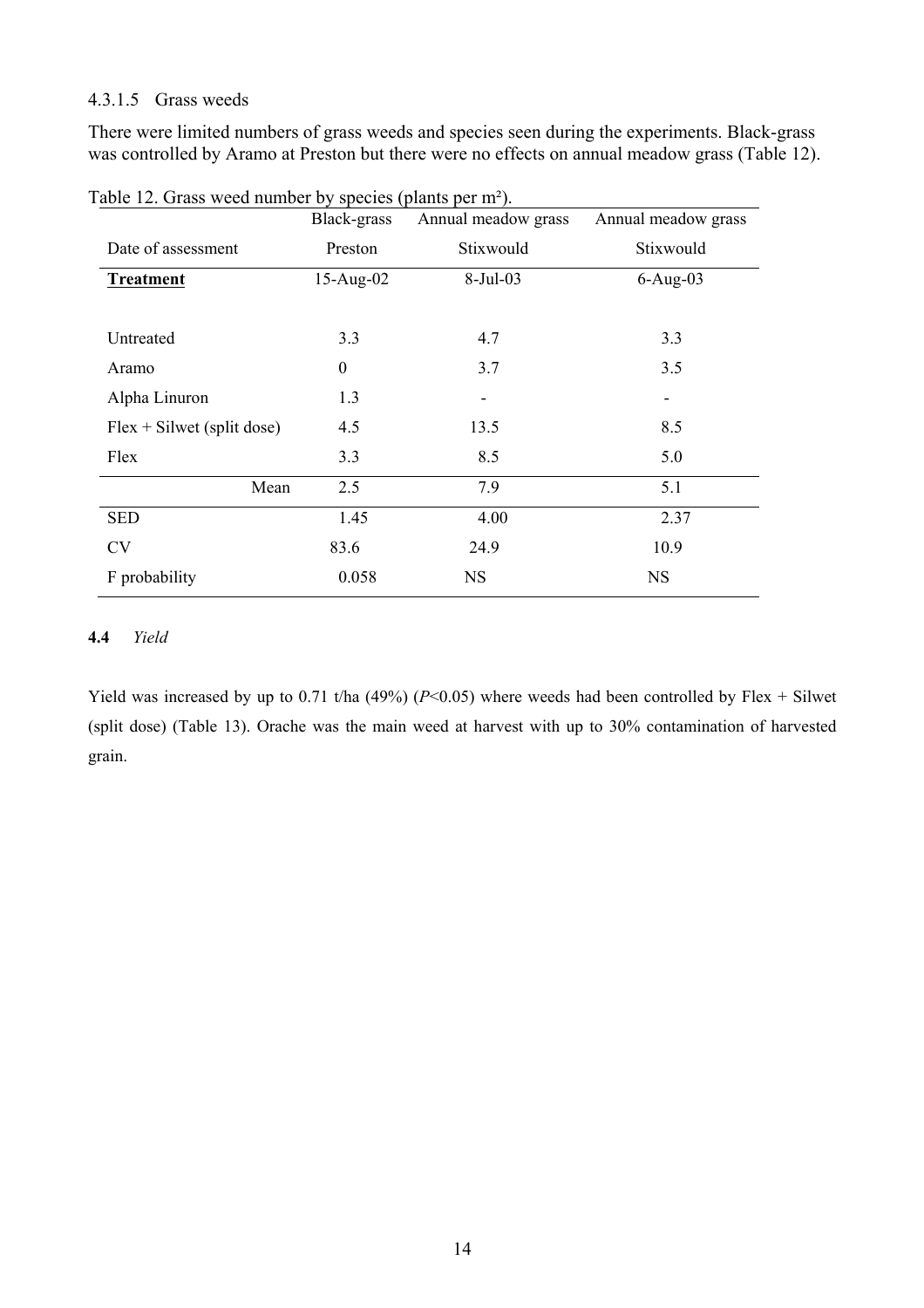#### 4.3.1.5 Grass weeds

There were limited numbers of grass weeds and species seen during the experiments. Black-grass was controlled by Aramo at Preston but there were no effects on annual meadow grass (Table 12).

Table 12. Grass weed number by species (plants per m²).

| | Black-grass | Annual meadow grass | Annual meadow grass |
|---|---|---|---|
| Date of assessment | Preston | Stixwould | Stixwould |
| **Treatment** | 15-Aug-02 | 8-Jul-03 | 6-Aug-03 |
| Untreated | 3.3 | 4.7 | 3.3 |
| Aramo | 0 | 3.7 | 3.5 |
| Alpha Linuron | 1.3 | - | - |
| Flex + Silwet (split dose) | 4.5 | 13.5 | 8.5 |
| Flex | 3.3 | 8.5 | 5.0 |
| Mean | 2.5 | 7.9 | 5.1 |
| SED | 1.45 | 4.00 | 2.37 |
| CV | 83.6 | 24.9 | 10.9 |
| F probability | 0.058 | NS | NS |

### **4.4** *Yield*

Yield was increased by up to 0.71 t/ha (49%) ($P<0.05$) where weeds had been controlled by Flex + Silwet (split dose) (Table 13). Orache was the main weed at harvest with up to 30% contamination of harvested grain.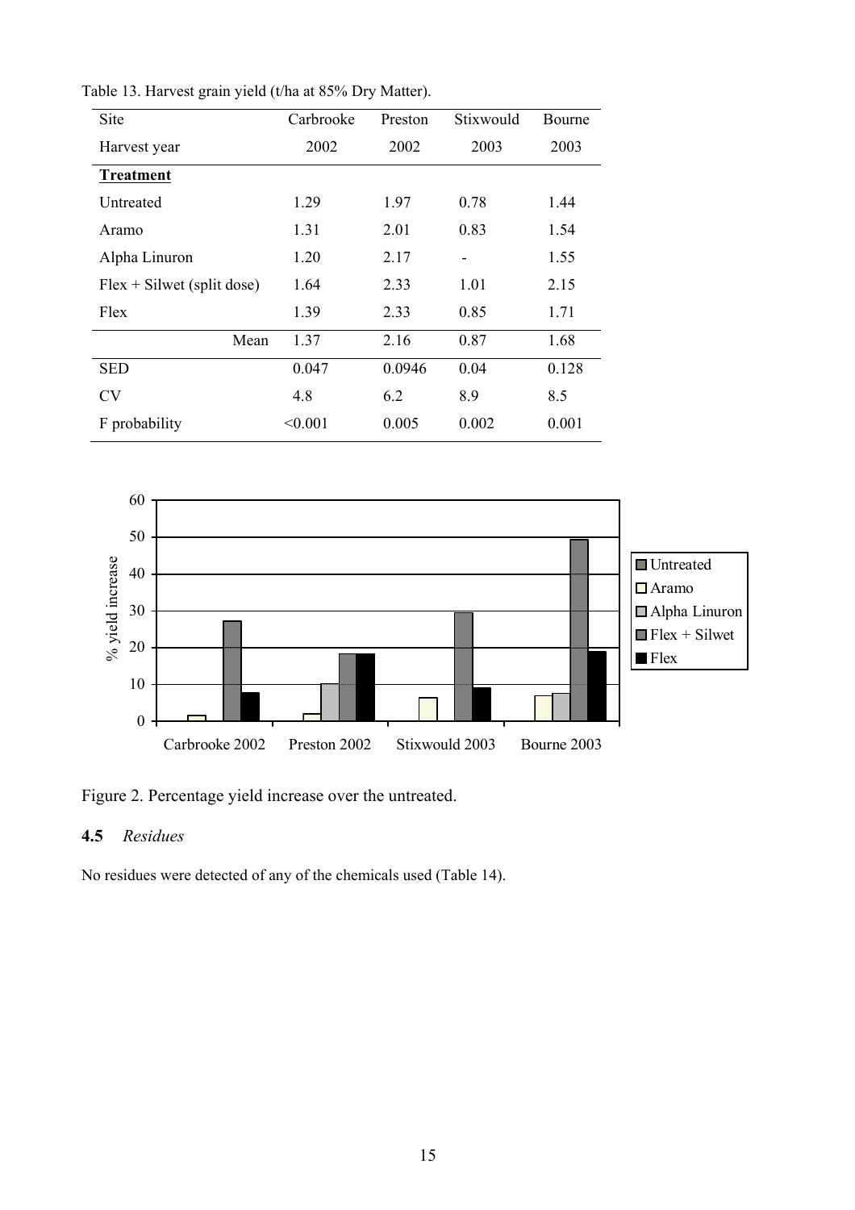Table 13. Harvest grain yield (t/ha at 85% Dry Matter).

| Site | Carbrooke | Preston | Stixwould | Bourne |
|---|---|---|---|---|
| Harvest year | 2002 | 2002 | 2003 | 2003 |
| **Treatment** | | | | |
| Untreated | 1.29 | 1.97 | 0.78 | 1.44 |
| Aramo | 1.31 | 2.01 | 0.83 | 1.54 |
| Alpha Linuron | 1.20 | 2.17 | - | 1.55 |
| Flex + Silwet (split dose) | 1.64 | 2.33 | 1.01 | 2.15 |
| Flex | 1.39 | 2.33 | 0.85 | 1.71 |
| Mean | 1.37 | 2.16 | 0.87 | 1.68 |
| SED | 0.047 | 0.0946 | 0.04 | 0.128 |
| CV | 4.8 | 6.2 | 8.9 | 8.5 |
| F probability | <0.001 | 0.005 | 0.002 | 0.001 |

Figure 2. Percentage yield increase over the untreated.

## 4.5 *Residues*

No residues were detected of any of the chemicals used (Table 14).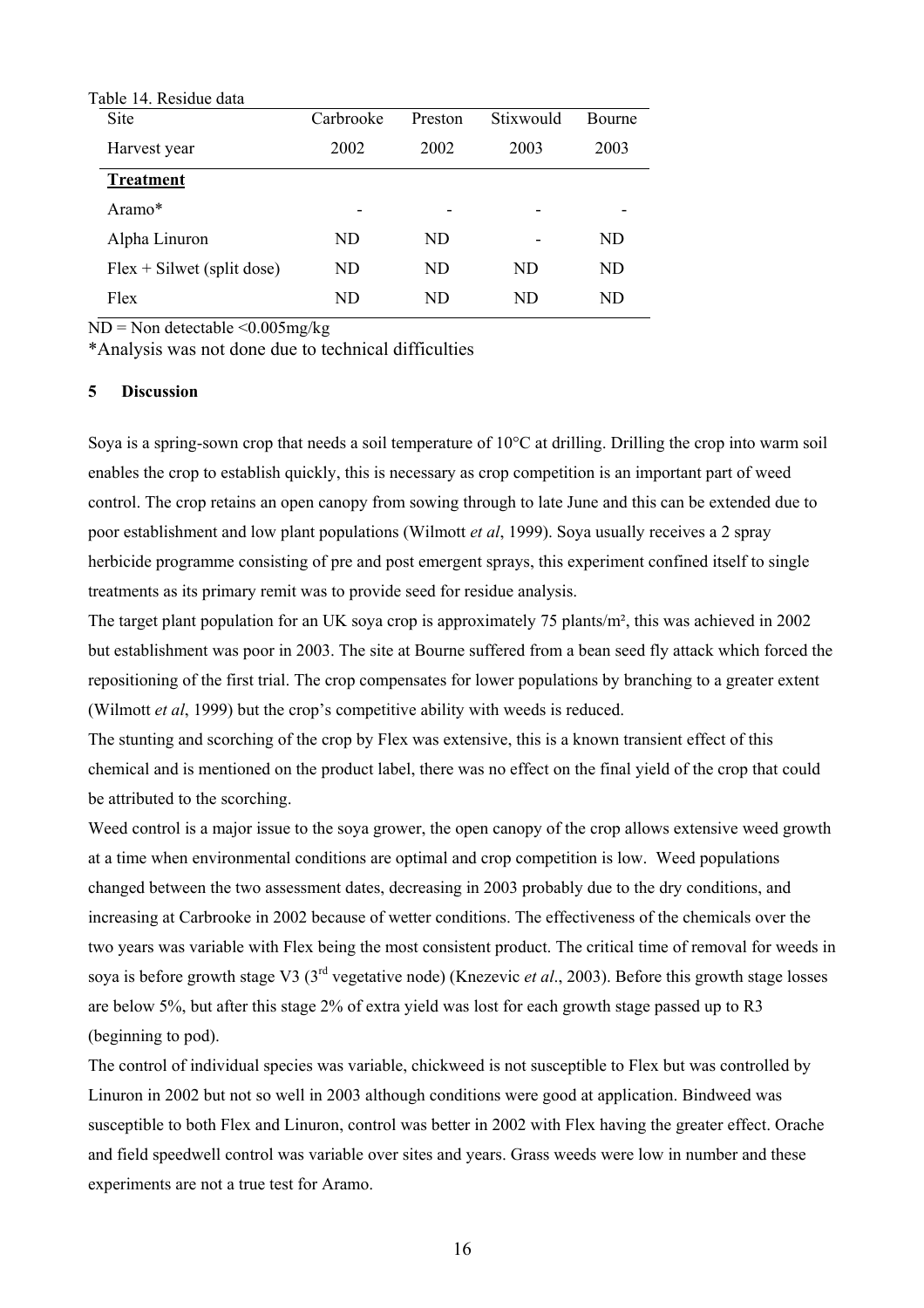Table 14. Residue data

| Site | Carbrooke | Preston | Stixwould | Bourne |
|---|---|---|---|---|
| Harvest year | 2002 | 2002 | 2003 | 2003 |
| **Treatment** | | | | |
| Aramo* | - | - | - | - |
| Alpha Linuron | ND | ND | - | ND |
| Flex + Silwet (split dose) | ND | ND | ND | ND |
| Flex | ND | ND | ND | ND |

ND = Non detectable <0.005mg/kg

*Analysis was not done due to technical difficulties

## 5 Discussion

Soya is a spring-sown crop that needs a soil temperature of 10°C at drilling. Drilling the crop into warm soil enables the crop to establish quickly, this is necessary as crop competition is an important part of weed control. The crop retains an open canopy from sowing through to late June and this can be extended due to poor establishment and low plant populations (Wilmott *et al*, 1999). Soya usually receives a 2 spray herbicide programme consisting of pre and post emergent sprays, this experiment confined itself to single treatments as its primary remit was to provide seed for residue analysis.

The target plant population for an UK soya crop is approximately 75 plants/m², this was achieved in 2002 but establishment was poor in 2003. The site at Bourne suffered from a bean seed fly attack which forced the repositioning of the first trial. The crop compensates for lower populations by branching to a greater extent (Wilmott *et al*, 1999) but the crop's competitive ability with weeds is reduced.

The stunting and scorching of the crop by Flex was extensive, this is a known transient effect of this chemical and is mentioned on the product label, there was no effect on the final yield of the crop that could be attributed to the scorching.

Weed control is a major issue to the soya grower, the open canopy of the crop allows extensive weed growth at a time when environmental conditions are optimal and crop competition is low. Weed populations changed between the two assessment dates, decreasing in 2003 probably due to the dry conditions, and increasing at Carbrooke in 2002 because of wetter conditions. The effectiveness of the chemicals over the two years was variable with Flex being the most consistent product. The critical time of removal for weeds in soya is before growth stage V3 (3rd vegetative node) (Knezevic *et al*., 2003). Before this growth stage losses are below 5%, but after this stage 2% of extra yield was lost for each growth stage passed up to R3 (beginning to pod).

The control of individual species was variable, chickweed is not susceptible to Flex but was controlled by Linuron in 2002 but not so well in 2003 although conditions were good at application. Bindweed was susceptible to both Flex and Linuron, control was better in 2002 with Flex having the greater effect. Orache and field speedwell control was variable over sites and years. Grass weeds were low in number and these experiments are not a true test for Aramo.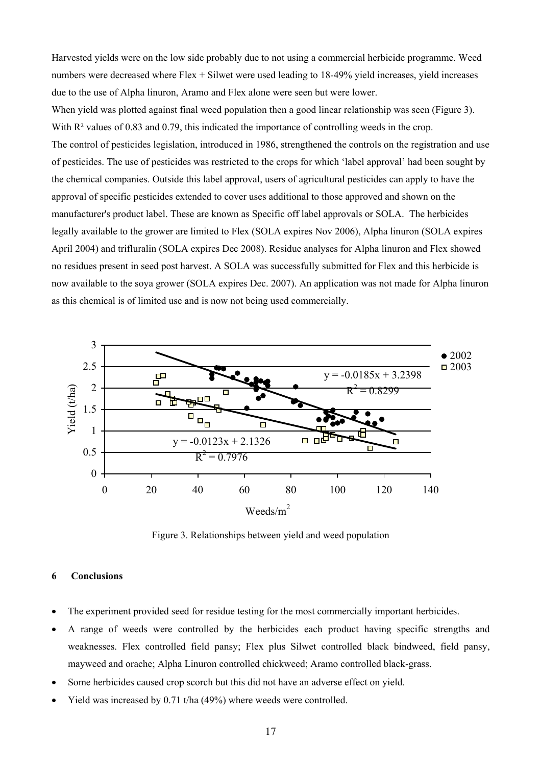Harvested yields were on the low side probably due to not using a commercial herbicide programme. Weed numbers were decreased where Flex + Silwet were used leading to 18-49% yield increases, yield increases due to the use of Alpha linuron, Aramo and Flex alone were seen but were lower.

When yield was plotted against final weed population then a good linear relationship was seen (Figure 3). With $R^2$ values of 0.83 and 0.79, this indicated the importance of controlling weeds in the crop.

The control of pesticides legislation, introduced in 1986, strengthened the controls on the registration and use of pesticides. The use of pesticides was restricted to the crops for which 'label approval' had been sought by the chemical companies. Outside this label approval, users of agricultural pesticides can apply to have the approval of specific pesticides extended to cover uses additional to those approved and shown on the manufacturer's product label. These are known as Specific off label approvals or SOLA. The herbicides legally available to the grower are limited to Flex (SOLA expires Nov 2006), Alpha linuron (SOLA expires April 2004) and trifluralin (SOLA expires Dec 2008). Residue analyses for Alpha linuron and Flex showed no residues present in seed post harvest. A SOLA was successfully submitted for Flex and this herbicide is now available to the soya grower (SOLA expires Dec. 2007). An application was not made for Alpha linuron as this chemical is of limited use and is now not being used commercially.

Figure 3. Relationships between yield and weed population

## 6 Conclusions

- The experiment provided seed for residue testing for the most commercially important herbicides.
- A range of weeds were controlled by the herbicides each product having specific strengths and weaknesses. Flex controlled field pansy; Flex plus Silwet controlled black bindweed, field pansy, mayweed and orache; Alpha Linuron controlled chickweed; Aramo controlled black-grass.
- Some herbicides caused crop scorch but this did not have an adverse effect on yield.
- Yield was increased by 0.71 t/ha (49%) where weeds were controlled.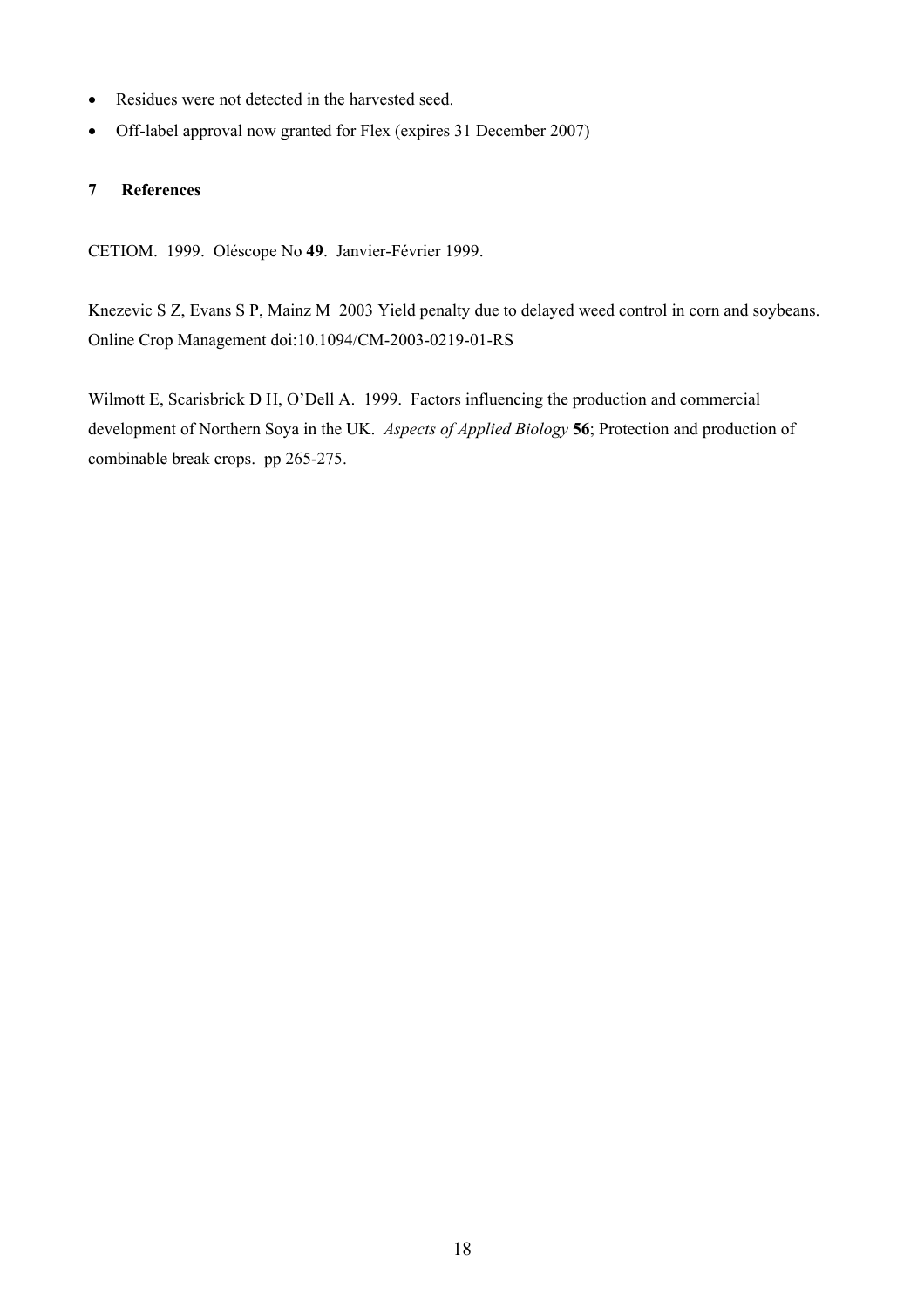- Residues were not detected in the harvested seed.
- Off-label approval now granted for Flex (expires 31 December 2007)

## 7 References

CETIOM. 1999. Oléscope No **49**. Janvier-Février 1999.

Knezevic S Z, Evans S P, Mainz M 2003 Yield penalty due to delayed weed control in corn and soybeans. Online Crop Management doi:10.1094/CM-2003-0219-01-RS

Wilmott E, Scarisbrick D H, O'Dell A. 1999. Factors influencing the production and commercial development of Northern Soya in the UK. *Aspects of Applied Biology* **56**; Protection and production of combinable break crops. pp 265-275.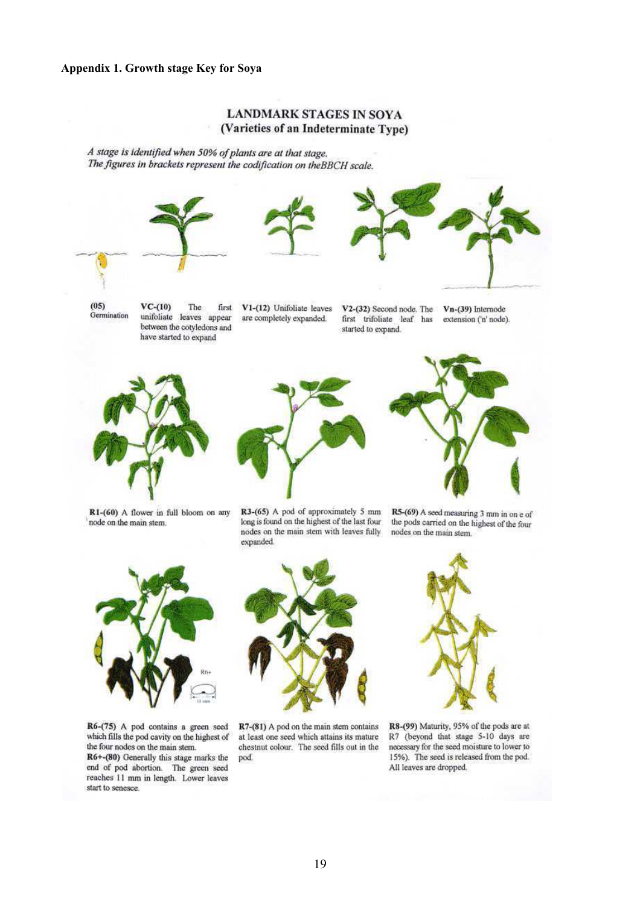**Appendix 1. Growth stage Key for Soya**

## LANDMARK STAGES IN SOYA
## (Varieties of an Indeterminate Type)

*A stage is identified when 50% of plants are at that stage.*
*The figures in brackets represent the codification on theBBCH scale.*

**(05)** Germination

**VC-(10)** The first unifoliate leaves appear between the cotyledons and have started to expand

**V1-(12)** Unifoliate leaves are completely expanded.

**V2-(32)** Second node. The first trifoliate leaf has started to expand.

**Vn-(39)** Internode extension ('n' node).

**R1-(60)** A flower in full bloom on any node on the main stem.

**R3-(65)** A pod of approximately 5 mm long is found on the highest of the last four nodes on the main stem with leaves fully expanded.

**R5-(69)** A seed measuring 3 mm in on e of the pods carried on the highest of the four nodes on the main stem.

**R6-(75)** A pod contains a green seed which fills the pod cavity on the highest of the four nodes on the main stem.
**R6+-(80)** Generally this stage marks the end of pod abortion. The green seed reaches 11 mm in length. Lower leaves start to senesce.

**R7-(81)** A pod on the main stem contains at least one seed which attains its mature chestnut colour. The seed fills out in the pod.

**R8-(99)** Maturity, 95% of the pods are at R7 (beyond that stage 5-10 days are necessary for the seed moisture to lower to 15%). The seed is released from the pod. All leaves are dropped.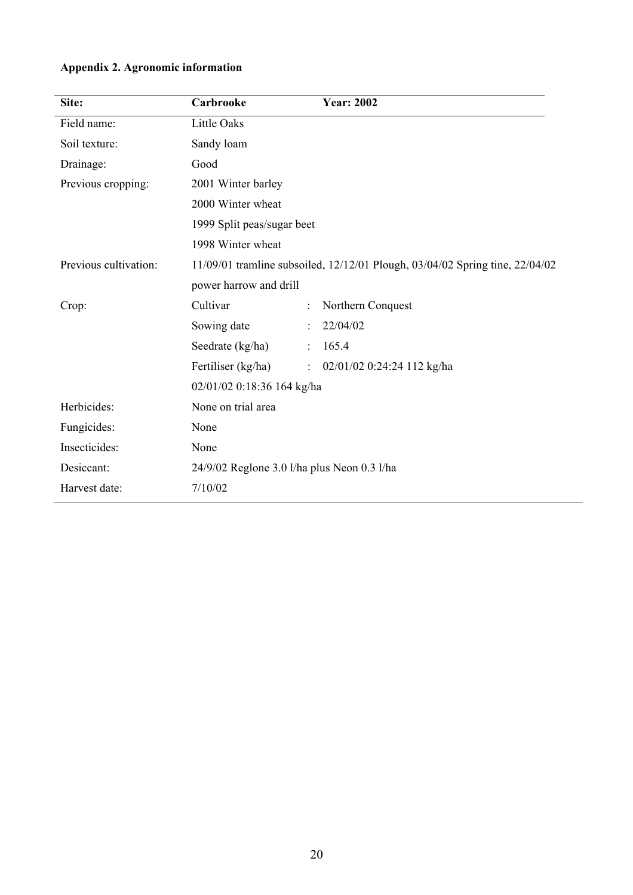**Appendix 2. Agronomic information**

| Site: | Carbrooke | Year: 2002 |
|---|---|---|
| Field name: | Little Oaks | |
| Soil texture: | Sandy loam | |
| Drainage: | Good | |
| Previous cropping: | 2001 Winter barley | |
| | 2000 Winter wheat | |
| | 1999 Split peas/sugar beet | |
| | 1998 Winter wheat | |
| Previous cultivation: | 11/09/01 tramline subsoiled, 12/12/01 Plough, 03/04/02 Spring tine, 22/04/02 power harrow and drill | |
| Crop: | Cultivar | : Northern Conquest |
| | Sowing date | : 22/04/02 |
| | Seedrate (kg/ha) | : 165.4 |
| | Fertiliser (kg/ha) | : 02/01/02 0:24:24 112 kg/ha |
| | 02/01/02 0:18:36 164 kg/ha | |
| Herbicides: | None on trial area | |
| Fungicides: | None | |
| Insecticides: | None | |
| Desiccant: | 24/9/02 Reglone 3.0 l/ha plus Neon 0.3 l/ha | |
| Harvest date: | 7/10/02 | |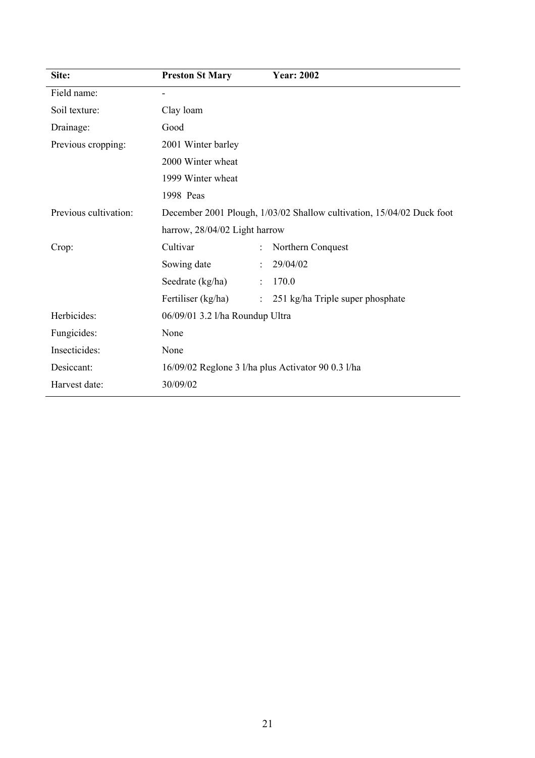| Site: | Preston St Mary | Year: 2002 |
|---|---|---|
| Field name: | - | |
| Soil texture: | Clay loam | |
| Drainage: | Good | |
| Previous cropping: | 2001 Winter barley | |
| | 2000 Winter wheat | |
| | 1999 Winter wheat | |
| | 1998 Peas | |
| Previous cultivation: | December 2001 Plough, 1/03/02 Shallow cultivation, 15/04/02 Duck foot harrow, 28/04/02 Light harrow | |
| Crop: | Cultivar | : Northern Conquest |
| | Sowing date | : 29/04/02 |
| | Seedrate (kg/ha) | : 170.0 |
| | Fertiliser (kg/ha) | : 251 kg/ha Triple super phosphate |
| Herbicides: | 06/09/01 3.2 l/ha Roundup Ultra | |
| Fungicides: | None | |
| Insecticides: | None | |
| Desiccant: | 16/09/02 Reglone 3 l/ha plus Activator 90 0.3 l/ha | |
| Harvest date: | 30/09/02 | |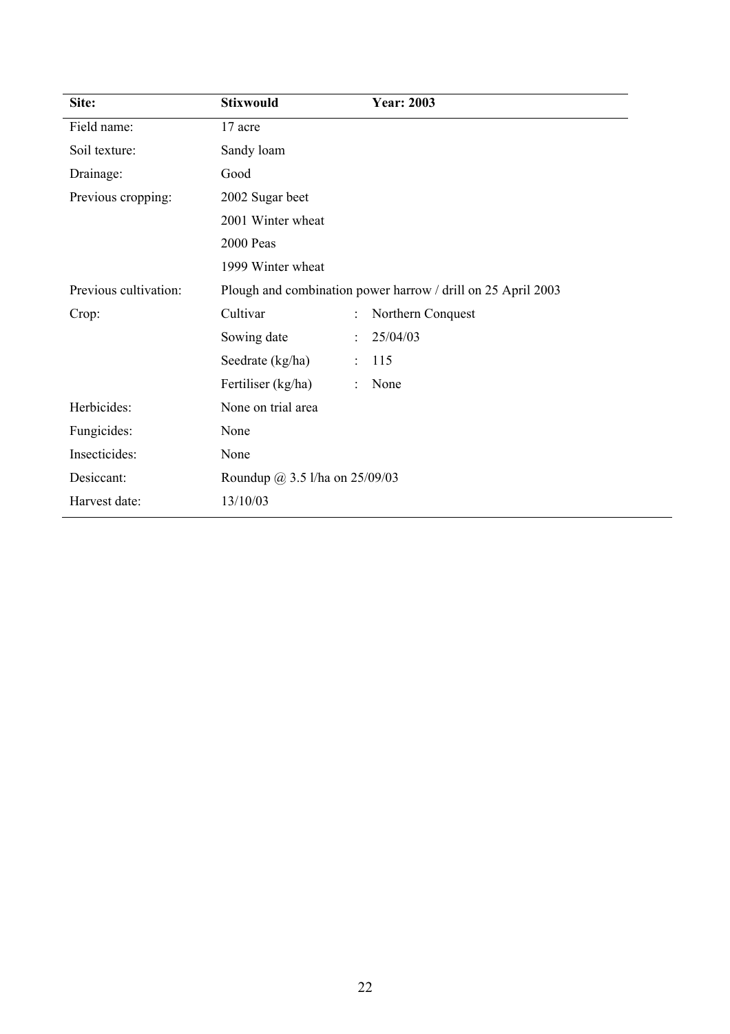| Site: | Stixwould | | Year: 2003 |
|---|---|---|---|
| Field name: | 17 acre | | |
| Soil texture: | Sandy loam | | |
| Drainage: | Good | | |
| Previous cropping: | 2002 Sugar beet | | |
| | 2001 Winter wheat | | |
| | 2000 Peas | | |
| | 1999 Winter wheat | | |
| Previous cultivation: | Plough and combination power harrow / drill on 25 April 2003 | | |
| Crop: | Cultivar | : | Northern Conquest |
| | Sowing date | : | 25/04/03 |
| | Seedrate (kg/ha) | : | 115 |
| | Fertiliser (kg/ha) | : | None |
| Herbicides: | None on trial area | | |
| Fungicides: | None | | |
| Insecticides: | None | | |
| Desiccant: | Roundup @ 3.5 l/ha on 25/09/03 | | |
| Harvest date: | 13/10/03 | | |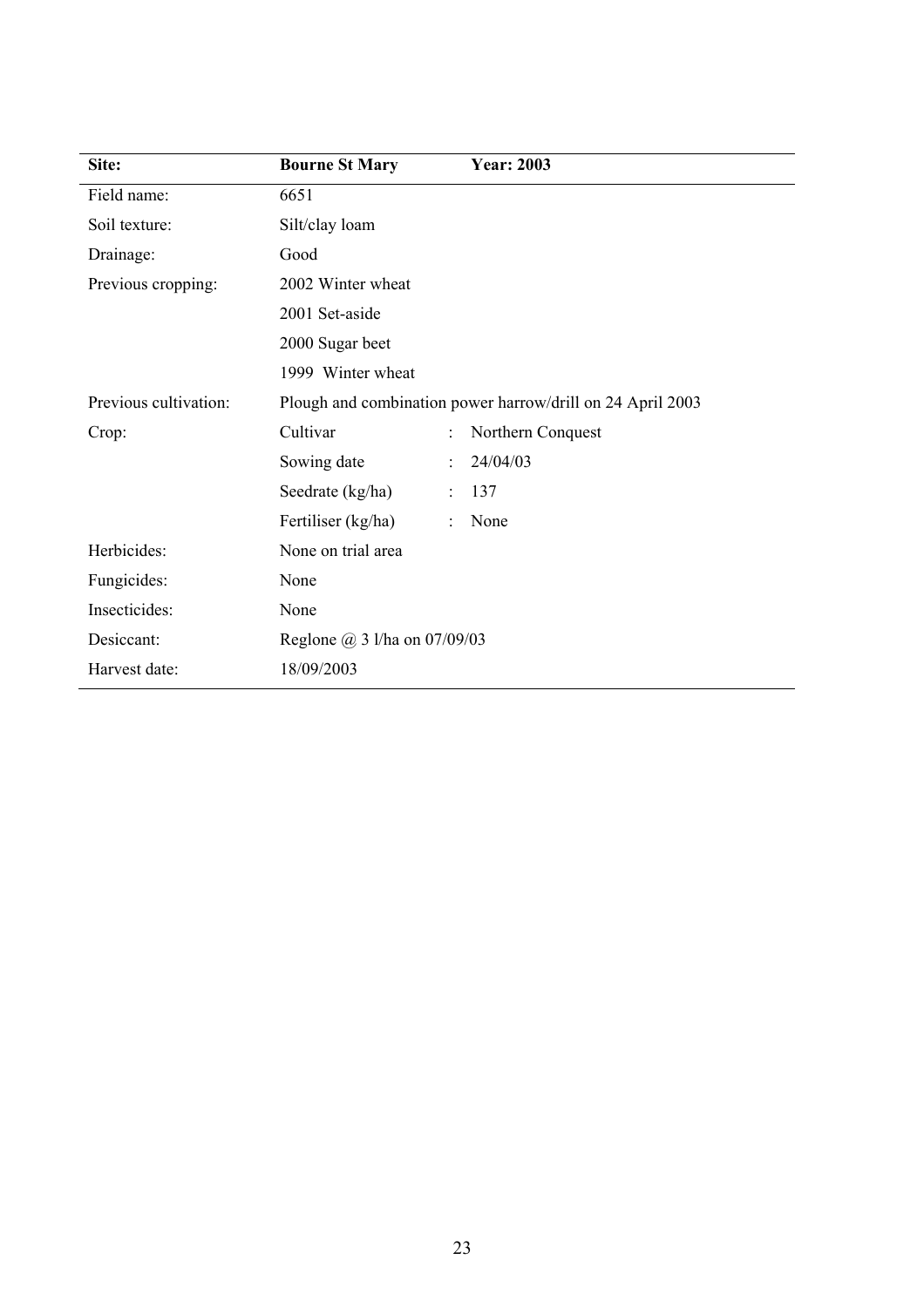| Site: | Bourne St Mary | | Year: 2003 |
|---|---|---|---|
| Field name: | 6651 | | |
| Soil texture: | Silt/clay loam | | |
| Drainage: | Good | | |
| Previous cropping: | 2002 Winter wheat | | |
| | 2001 Set-aside | | |
| | 2000 Sugar beet | | |
| | 1999 Winter wheat | | |
| Previous cultivation: | Plough and combination power harrow/drill on 24 April 2003 | | |
| Crop: | Cultivar | : | Northern Conquest |
| | Sowing date | : | 24/04/03 |
| | Seedrate (kg/ha) | : | 137 |
| | Fertiliser (kg/ha) | : | None |
| Herbicides: | None on trial area | | |
| Fungicides: | None | | |
| Insecticides: | None | | |
| Desiccant: | Reglone @ 3 l/ha on 07/09/03 | | |
| Harvest date: | 18/09/2003 | | |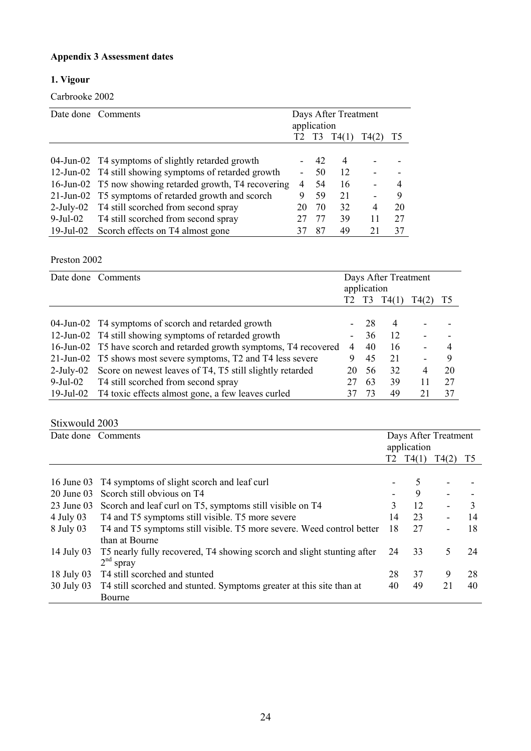**Appendix 3 Assessment dates**

**1. Vigour**

Carbrooke 2002

| Date done | Comments | Days After Treatment application | | | | |
|---|---|---|---|---|---|---|
| | | T2 | T3 | T4(1) | T4(2) | T5 |
| 04-Jun-02 | T4 symptoms of slightly retarded growth | - | 42 | 4 | - | - |
| 12-Jun-02 | T4 still showing symptoms of retarded growth | - | 50 | 12 | - | - |
| 16-Jun-02 | T5 now showing retarded growth, T4 recovering | 4 | 54 | 16 | - | 4 |
| 21-Jun-02 | T5 symptoms of retarded growth and scorch | 9 | 59 | 21 | - | 9 |
| 2-July-02 | T4 still scorched from second spray | 20 | 70 | 32 | 4 | 20 |
| 9-Jul-02 | T4 still scorched from second spray | 27 | 77 | 39 | 11 | 27 |
| 19-Jul-02 | Scorch effects on T4 almost gone | 37 | 87 | 49 | 21 | 37 |

Preston 2002

| Date done | Comments | Days After Treatment application | | | | |
|---|---|---|---|---|---|---|
| | | T2 | T3 | T4(1) | T4(2) | T5 |
| 04-Jun-02 | T4 symptoms of scorch and retarded growth | - | 28 | 4 | - | - |
| 12-Jun-02 | T4 still showing symptoms of retarded growth | - | 36 | 12 | - | - |
| 16-Jun-02 | T5 have scorch and retarded growth symptoms, T4 recovered | 4 | 40 | 16 | - | 4 |
| 21-Jun-02 | T5 shows most severe symptoms, T2 and T4 less severe | 9 | 45 | 21 | - | 9 |
| 2-July-02 | Score on newest leaves of T4, T5 still slightly retarded | 20 | 56 | 32 | 4 | 20 |
| 9-Jul-02 | T4 still scorched from second spray | 27 | 63 | 39 | 11 | 27 |
| 19-Jul-02 | T4 toxic effects almost gone, a few leaves curled | 37 | 73 | 49 | 21 | 37 |

Stixwould 2003

| Date done | Comments | Days After Treatment application | | | |
|---|---|---|---|---|---|
| | | T2 | T4(1) | T4(2) | T5 |
| 16 June 03 | T4 symptoms of slight scorch and leaf curl | - | 5 | - | - |
| 20 June 03 | Scorch still obvious on T4 | - | 9 | - | - |
| 23 June 03 | Scorch and leaf curl on T5, symptoms still visible on T4 | 3 | 12 | - | 3 |
| 4 July 03 | T4 and T5 symptoms still visible. T5 more severe | 14 | 23 | - | 14 |
| 8 July 03 | T4 and T5 symptoms still visible. T5 more severe. Weed control better than at Bourne | 18 | 27 | - | 18 |
| 14 July 03 | T5 nearly fully recovered, T4 showing scorch and slight stunting after 2nd spray | 24 | 33 | 5 | 24 |
| 18 July 03 | T4 still scorched and stunted | 28 | 37 | 9 | 28 |
| 30 July 03 | T4 still scorched and stunted. Symptoms greater at this site than at Bourne | 40 | 49 | 21 | 40 |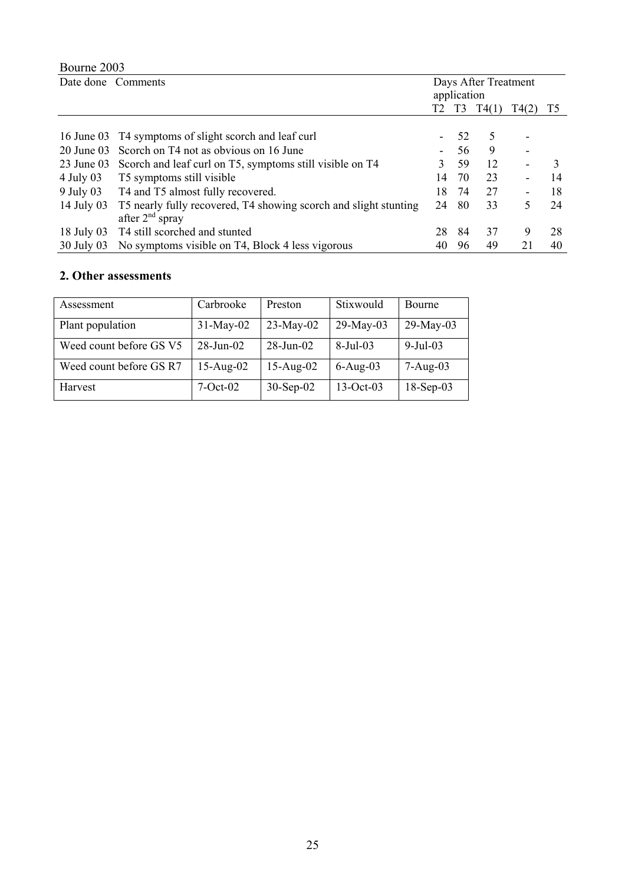Bourne 2003

| Date done | Comments | Days After Treatment application | | | | |
|---|---|---|---|---|---|---|
| | | T2 | T3 | T4(1) | T4(2) | T5 |
| 16 June 03 | T4 symptoms of slight scorch and leaf curl | - | 52 | 5 | - | |
| 20 June 03 | Scorch on T4 not as obvious on 16 June | - | 56 | 9 | - | |
| 23 June 03 | Scorch and leaf curl on T5, symptoms still visible on T4 | 3 | 59 | 12 | - | 3 |
| 4 July 03 | T5 symptoms still visible | 14 | 70 | 23 | - | 14 |
| 9 July 03 | T4 and T5 almost fully recovered. | 18 | 74 | 27 | - | 18 |
| 14 July 03 | T5 nearly fully recovered, T4 showing scorch and slight stunting after 2nd spray | 24 | 80 | 33 | 5 | 24 |
| 18 July 03 | T4 still scorched and stunted | 28 | 84 | 37 | 9 | 28 |
| 30 July 03 | No symptoms visible on T4, Block 4 less vigorous | 40 | 96 | 49 | 21 | 40 |

## 2. Other assessments

| Assessment | Carbrooke | Preston | Stixwould | Bourne |
|---|---|---|---|---|
| Plant population | 31-May-02 | 23-May-02 | 29-May-03 | 29-May-03 |
| Weed count before GS V5 | 28-Jun-02 | 28-Jun-02 | 8-Jul-03 | 9-Jul-03 |
| Weed count before GS R7 | 15-Aug-02 | 15-Aug-02 | 6-Aug-03 | 7-Aug-03 |
| Harvest | 7-Oct-02 | 30-Sep-02 | 13-Oct-03 | 18-Sep-03 |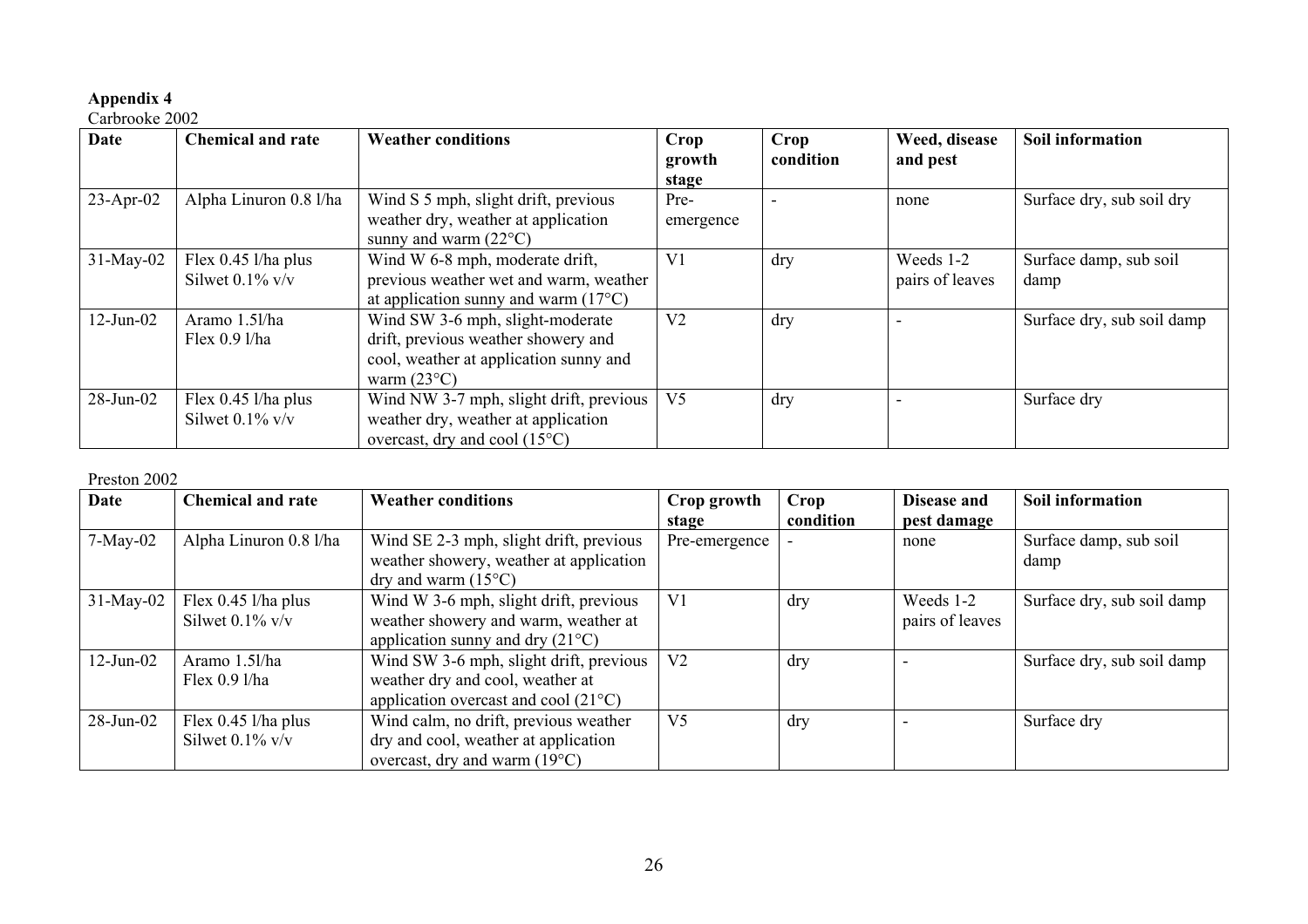**Appendix 4**

Carbrooke 2002

| Date | Chemical and rate | Weather conditions | Crop growth stage | Crop condition | Weed, disease and pest | Soil information |
|---|---|---|---|---|---|---|
| 23-Apr-02 | Alpha Linuron 0.8 l/ha | Wind S 5 mph, slight drift, previous weather dry, weather at application sunny and warm (22°C) | Pre-emergence | - | none | Surface dry, sub soil dry |
| 31-May-02 | Flex 0.45 l/ha plus Silwet 0.1% v/v | Wind W 6-8 mph, moderate drift, previous weather wet and warm, weather at application sunny and warm (17°C) | V1 | dry | Weeds 1-2 pairs of leaves | Surface damp, sub soil damp |
| 12-Jun-02 | Aramo 1.5l/ha Flex 0.9 l/ha | Wind SW 3-6 mph, slight-moderate drift, previous weather showery and cool, weather at application sunny and warm (23°C) | V2 | dry | - | Surface dry, sub soil damp |
| 28-Jun-02 | Flex 0.45 l/ha plus Silwet 0.1% v/v | Wind NW 3-7 mph, slight drift, previous weather dry, weather at application overcast, dry and cool (15°C) | V5 | dry | - | Surface dry |

Preston 2002

| Date | Chemical and rate | Weather conditions | Crop growth stage | Crop condition | Disease and pest damage | Soil information |
|---|---|---|---|---|---|---|
| 7-May-02 | Alpha Linuron 0.8 l/ha | Wind SE 2-3 mph, slight drift, previous weather showery, weather at application dry and warm (15°C) | Pre-emergence | - | none | Surface damp, sub soil damp |
| 31-May-02 | Flex 0.45 l/ha plus Silwet 0.1% v/v | Wind W 3-6 mph, slight drift, previous weather showery and warm, weather at application sunny and dry (21°C) | V1 | dry | Weeds 1-2 pairs of leaves | Surface dry, sub soil damp |
| 12-Jun-02 | Aramo 1.5l/ha Flex 0.9 l/ha | Wind SW 3-6 mph, slight drift, previous weather dry and cool, weather at application overcast and cool (21°C) | V2 | dry | - | Surface dry, sub soil damp |
| 28-Jun-02 | Flex 0.45 l/ha plus Silwet 0.1% v/v | Wind calm, no drift, previous weather dry and cool, weather at application overcast, dry and warm (19°C) | V5 | dry | - | Surface dry |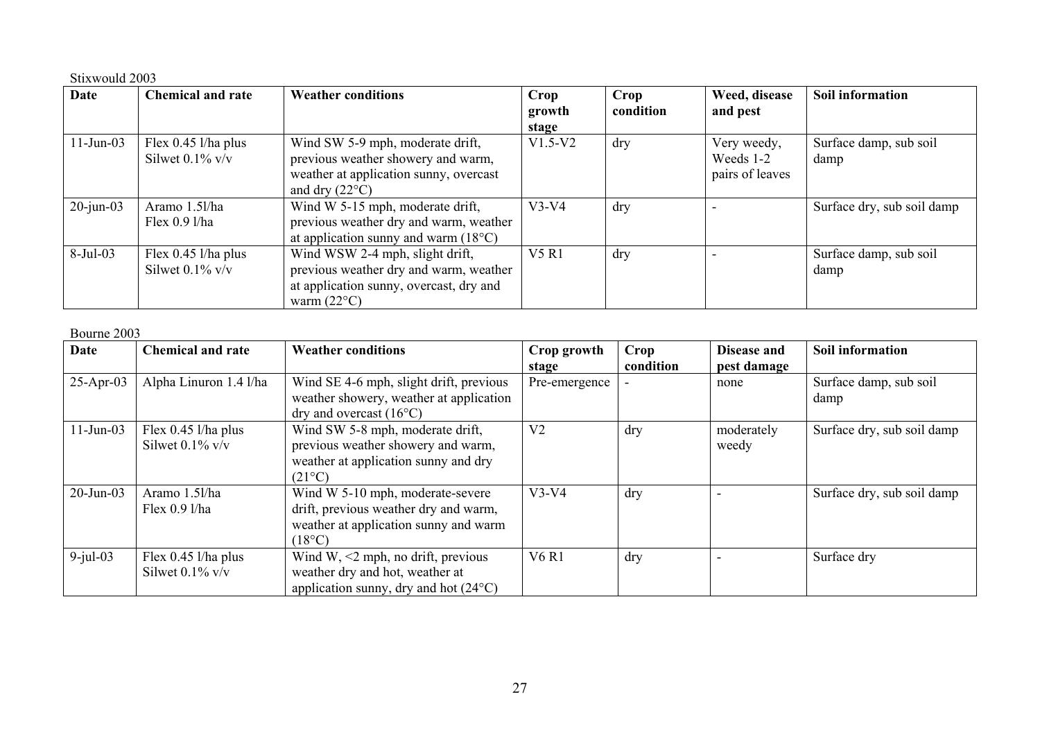Stixwould 2003

| Date | Chemical and rate | Weather conditions | Crop growth stage | Crop condition | Weed, disease and pest | Soil information |
|---|---|---|---|---|---|---|
| 11-Jun-03 | Flex 0.45 l/ha plus Silwet 0.1% v/v | Wind SW 5-9 mph, moderate drift, previous weather showery and warm, weather at application sunny, overcast and dry (22°C) | V1.5-V2 | dry | Very weedy, Weeds 1-2 pairs of leaves | Surface damp, sub soil damp |
| 20-jun-03 | Aramo 1.5l/ha Flex 0.9 l/ha | Wind W 5-15 mph, moderate drift, previous weather dry and warm, weather at application sunny and warm (18°C) | V3-V4 | dry | - | Surface dry, sub soil damp |
| 8-Jul-03 | Flex 0.45 l/ha plus Silwet 0.1% v/v | Wind WSW 2-4 mph, slight drift, previous weather dry and warm, weather at application sunny, overcast, dry and warm (22°C) | V5 R1 | dry | - | Surface damp, sub soil damp |

Bourne 2003

| Date | Chemical and rate | Weather conditions | Crop growth stage | Crop condition | Disease and pest damage | Soil information |
|---|---|---|---|---|---|---|
| 25-Apr-03 | Alpha Linuron 1.4 l/ha | Wind SE 4-6 mph, slight drift, previous weather showery, weather at application dry and overcast (16°C) | Pre-emergence | - | none | Surface damp, sub soil damp |
| 11-Jun-03 | Flex 0.45 l/ha plus Silwet 0.1% v/v | Wind SW 5-8 mph, moderate drift, previous weather showery and warm, weather at application sunny and dry (21°C) | V2 | dry | moderately weedy | Surface dry, sub soil damp |
| 20-Jun-03 | Aramo 1.5l/ha Flex 0.9 l/ha | Wind W 5-10 mph, moderate-severe drift, previous weather dry and warm, weather at application sunny and warm (18°C) | V3-V4 | dry | - | Surface dry, sub soil damp |
| 9-jul-03 | Flex 0.45 l/ha plus Silwet 0.1% v/v | Wind W, <2 mph, no drift, previous weather dry and hot, weather at application sunny, dry and hot (24°C) | V6 R1 | dry | - | Surface dry |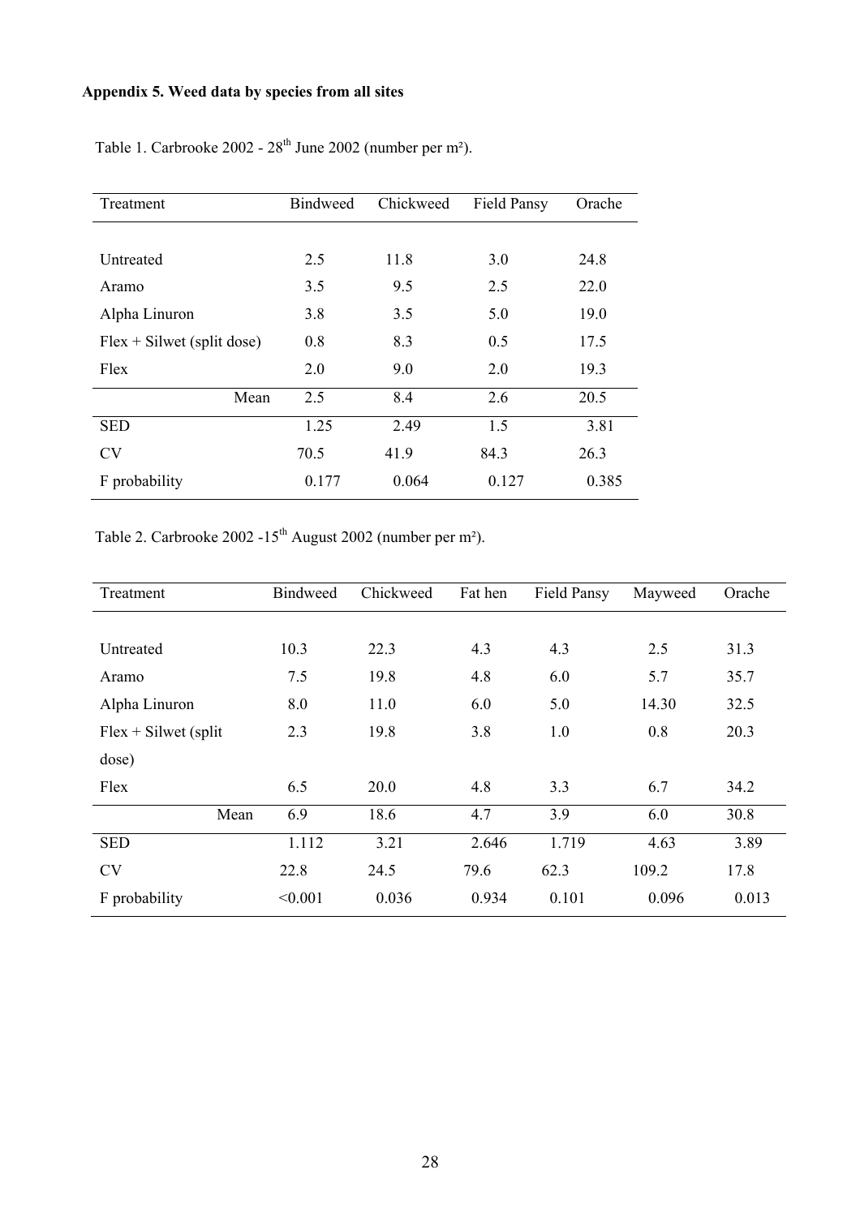**Appendix 5. Weed data by species from all sites**

Table 1. Carbrooke 2002 - 28th June 2002 (number per m²).

| Treatment | Bindweed | Chickweed | Field Pansy | Orache |
|---|---|---|---|---|
| Untreated | 2.5 | 11.8 | 3.0 | 24.8 |
| Aramo | 3.5 | 9.5 | 2.5 | 22.0 |
| Alpha Linuron | 3.8 | 3.5 | 5.0 | 19.0 |
| Flex + Silwet (split dose) | 0.8 | 8.3 | 0.5 | 17.5 |
| Flex | 2.0 | 9.0 | 2.0 | 19.3 |
| Mean | 2.5 | 8.4 | 2.6 | 20.5 |
| SED | 1.25 | 2.49 | 1.5 | 3.81 |
| CV | 70.5 | 41.9 | 84.3 | 26.3 |
| F probability | 0.177 | 0.064 | 0.127 | 0.385 |

Table 2. Carbrooke 2002 -15th August 2002 (number per m²).

| Treatment | Bindweed | Chickweed | Fat hen | Field Pansy | Mayweed | Orache |
|---|---|---|---|---|---|---|
| Untreated | 10.3 | 22.3 | 4.3 | 4.3 | 2.5 | 31.3 |
| Aramo | 7.5 | 19.8 | 4.8 | 6.0 | 5.7 | 35.7 |
| Alpha Linuron | 8.0 | 11.0 | 6.0 | 5.0 | 14.30 | 32.5 |
| Flex + Silwet (split dose) | 2.3 | 19.8 | 3.8 | 1.0 | 0.8 | 20.3 |
| Flex | 6.5 | 20.0 | 4.8 | 3.3 | 6.7 | 34.2 |
| Mean | 6.9 | 18.6 | 4.7 | 3.9 | 6.0 | 30.8 |
| SED | 1.112 | 3.21 | 2.646 | 1.719 | 4.63 | 3.89 |
| CV | 22.8 | 24.5 | 79.6 | 62.3 | 109.2 | 17.8 |
| F probability | <0.001 | 0.036 | 0.934 | 0.101 | 0.096 | 0.013 |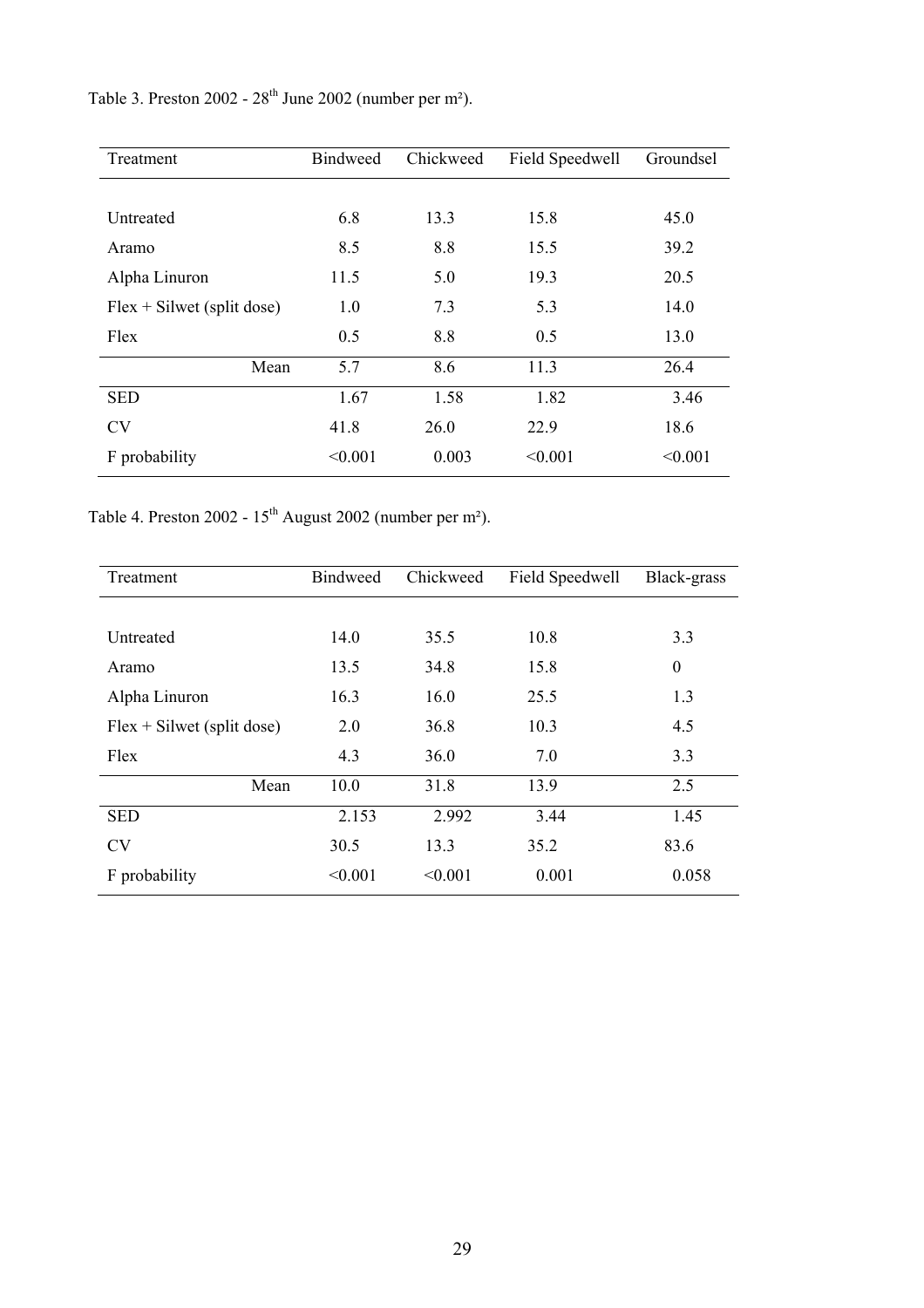Table 3. Preston 2002 - 28th June 2002 (number per m²).

| Treatment | Bindweed | Chickweed | Field Speedwell | Groundsel |
|---|---|---|---|---|
| Untreated | 6.8 | 13.3 | 15.8 | 45.0 |
| Aramo | 8.5 | 8.8 | 15.5 | 39.2 |
| Alpha Linuron | 11.5 | 5.0 | 19.3 | 20.5 |
| Flex + Silwet (split dose) | 1.0 | 7.3 | 5.3 | 14.0 |
| Flex | 0.5 | 8.8 | 0.5 | 13.0 |
| Mean | 5.7 | 8.6 | 11.3 | 26.4 |
| SED | 1.67 | 1.58 | 1.82 | 3.46 |
| CV | 41.8 | 26.0 | 22.9 | 18.6 |
| F probability | <0.001 | 0.003 | <0.001 | <0.001 |

Table 4. Preston 2002 - 15th August 2002 (number per m²).

| Treatment | Bindweed | Chickweed | Field Speedwell | Black-grass |
|---|---|---|---|---|
| Untreated | 14.0 | 35.5 | 10.8 | 3.3 |
| Aramo | 13.5 | 34.8 | 15.8 | 0 |
| Alpha Linuron | 16.3 | 16.0 | 25.5 | 1.3 |
| Flex + Silwet (split dose) | 2.0 | 36.8 | 10.3 | 4.5 |
| Flex | 4.3 | 36.0 | 7.0 | 3.3 |
| Mean | 10.0 | 31.8 | 13.9 | 2.5 |
| SED | 2.153 | 2.992 | 3.44 | 1.45 |
| CV | 30.5 | 13.3 | 35.2 | 83.6 |
| F probability | <0.001 | <0.001 | 0.001 | 0.058 |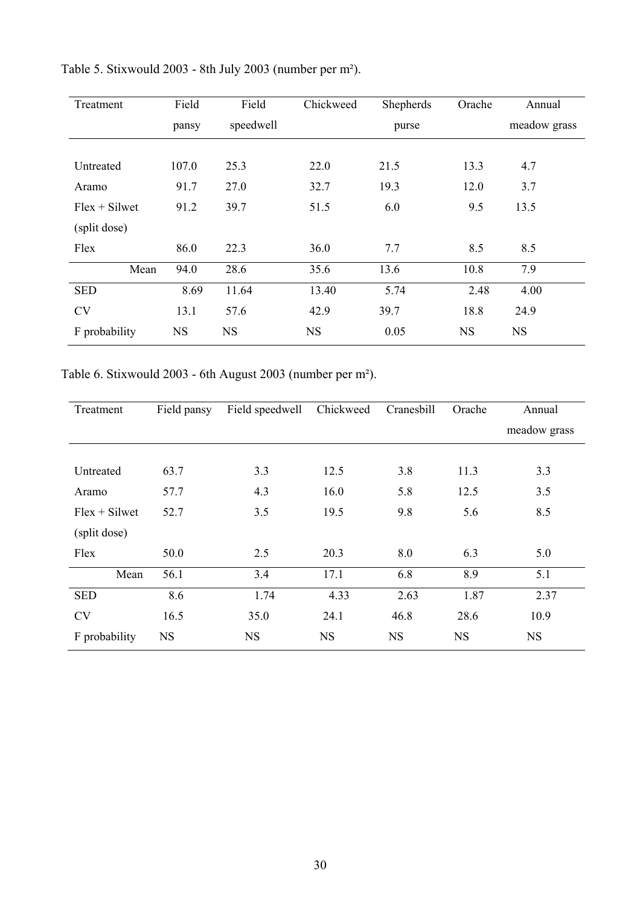Table 5. Stixwould 2003 - 8th July 2003 (number per m²).

| Treatment | Field pansy | Field speedwell | Chickweed | Shepherds purse | Orache | Annual meadow grass |
|---|---|---|---|---|---|---|
| Untreated | 107.0 | 25.3 | 22.0 | 21.5 | 13.3 | 4.7 |
| Aramo | 91.7 | 27.0 | 32.7 | 19.3 | 12.0 | 3.7 |
| Flex + Silwet (split dose) | 91.2 | 39.7 | 51.5 | 6.0 | 9.5 | 13.5 |
| Flex | 86.0 | 22.3 | 36.0 | 7.7 | 8.5 | 8.5 |
| Mean | 94.0 | 28.6 | 35.6 | 13.6 | 10.8 | 7.9 |
| SED | 8.69 | 11.64 | 13.40 | 5.74 | 2.48 | 4.00 |
| CV | 13.1 | 57.6 | 42.9 | 39.7 | 18.8 | 24.9 |
| F probability | NS | NS | NS | 0.05 | NS | NS |

Table 6. Stixwould 2003 - 6th August 2003 (number per m²).

| Treatment | Field pansy | Field speedwell | Chickweed | Cranesbill | Orache | Annual meadow grass |
|---|---|---|---|---|---|---|
| Untreated | 63.7 | 3.3 | 12.5 | 3.8 | 11.3 | 3.3 |
| Aramo | 57.7 | 4.3 | 16.0 | 5.8 | 12.5 | 3.5 |
| Flex + Silwet (split dose) | 52.7 | 3.5 | 19.5 | 9.8 | 5.6 | 8.5 |
| Flex | 50.0 | 2.5 | 20.3 | 8.0 | 6.3 | 5.0 |
| Mean | 56.1 | 3.4 | 17.1 | 6.8 | 8.9 | 5.1 |
| SED | 8.6 | 1.74 | 4.33 | 2.63 | 1.87 | 2.37 |
| CV | 16.5 | 35.0 | 24.1 | 46.8 | 28.6 | 10.9 |
| F probability | NS | NS | NS | NS | NS | NS |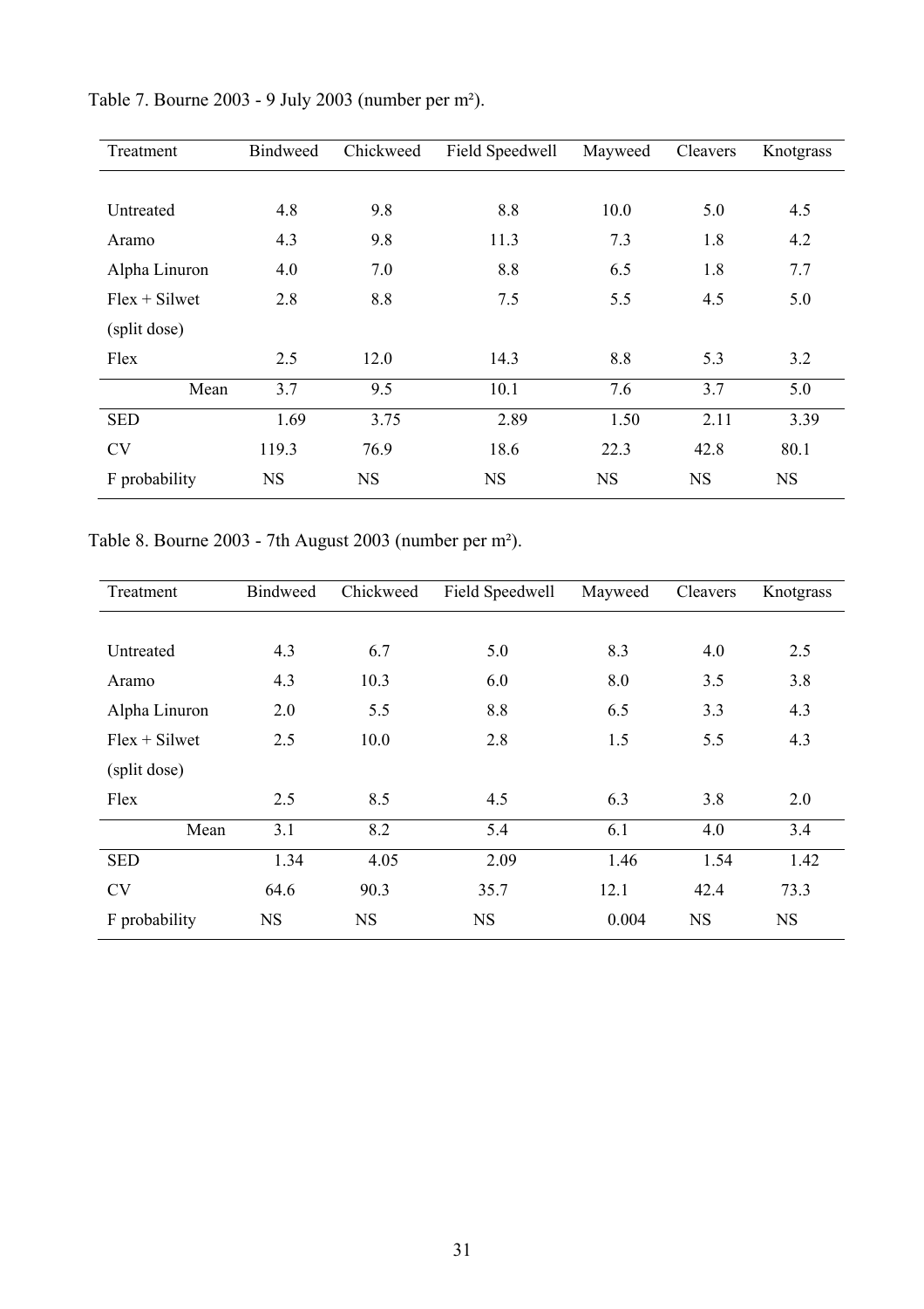Table 7. Bourne 2003 - 9 July 2003 (number per m²).

| Treatment | Bindweed | Chickweed | Field Speedwell | Mayweed | Cleavers | Knotgrass |
|---|---|---|---|---|---|---|
| Untreated | 4.8 | 9.8 | 8.8 | 10.0 | 5.0 | 4.5 |
| Aramo | 4.3 | 9.8 | 11.3 | 7.3 | 1.8 | 4.2 |
| Alpha Linuron | 4.0 | 7.0 | 8.8 | 6.5 | 1.8 | 7.7 |
| Flex + Silwet (split dose) | 2.8 | 8.8 | 7.5 | 5.5 | 4.5 | 5.0 |
| Flex | 2.5 | 12.0 | 14.3 | 8.8 | 5.3 | 3.2 |
| Mean | 3.7 | 9.5 | 10.1 | 7.6 | 3.7 | 5.0 |
| SED | 1.69 | 3.75 | 2.89 | 1.50 | 2.11 | 3.39 |
| CV | 119.3 | 76.9 | 18.6 | 22.3 | 42.8 | 80.1 |
| F probability | NS | NS | NS | NS | NS | NS |

Table 8. Bourne 2003 - 7th August 2003 (number per m²).

| Treatment | Bindweed | Chickweed | Field Speedwell | Mayweed | Cleavers | Knotgrass |
|---|---|---|---|---|---|---|
| Untreated | 4.3 | 6.7 | 5.0 | 8.3 | 4.0 | 2.5 |
| Aramo | 4.3 | 10.3 | 6.0 | 8.0 | 3.5 | 3.8 |
| Alpha Linuron | 2.0 | 5.5 | 8.8 | 6.5 | 3.3 | 4.3 |
| Flex + Silwet (split dose) | 2.5 | 10.0 | 2.8 | 1.5 | 5.5 | 4.3 |
| Flex | 2.5 | 8.5 | 4.5 | 6.3 | 3.8 | 2.0 |
| Mean | 3.1 | 8.2 | 5.4 | 6.1 | 4.0 | 3.4 |
| SED | 1.34 | 4.05 | 2.09 | 1.46 | 1.54 | 1.42 |
| CV | 64.6 | 90.3 | 35.7 | 12.1 | 42.4 | 73.3 |
| F probability | NS | NS | NS | 0.004 | NS | NS |